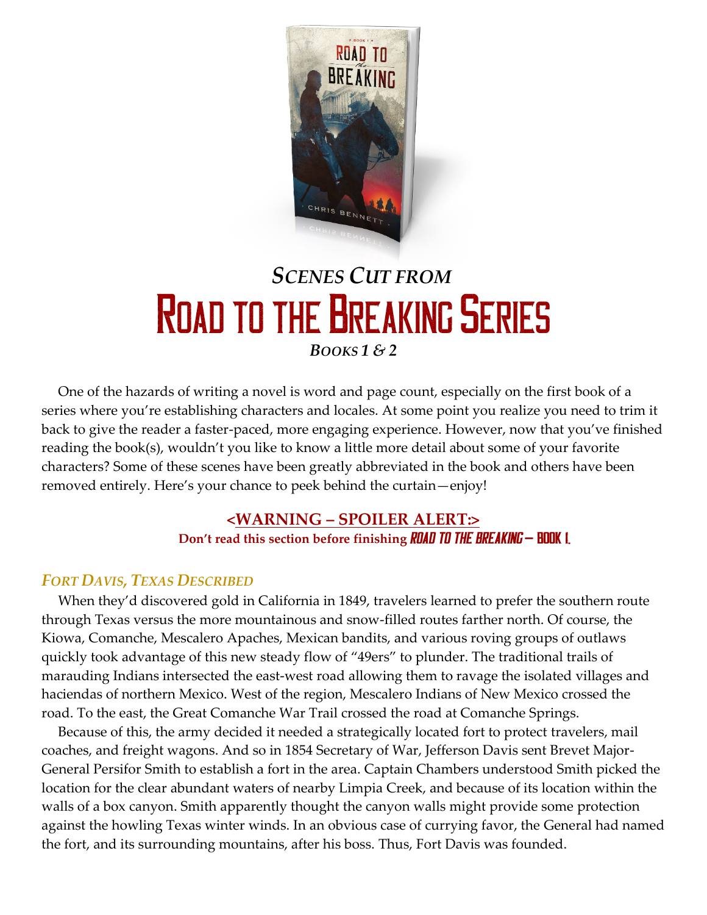# *Scenes Cut from*
# Road to the Breaking Series
### *Books 1 & 2*

One of the hazards of writing a novel is word and page count, especially on the first book of a series where you're establishing characters and locales. At some point you realize you need to trim it back to give the reader a faster-paced, more engaging experience. However, now that you've finished reading the book(s), wouldn't you like to know a little more detail about some of your favorite characters? Some of these scenes have been greatly abbreviated in the book and others have been removed entirely. Here's your chance to peek behind the curtain—enjoy!

**<WARNING – SPOILER ALERT:>**
**Don't read this section before finishing *Road to the Breaking* – Book 1.**

## *Fort Davis, Texas Described*

When they'd discovered gold in California in 1849, travelers learned to prefer the southern route through Texas versus the more mountainous and snow-filled routes farther north. Of course, the Kiowa, Comanche, Mescalero Apaches, Mexican bandits, and various roving groups of outlaws quickly took advantage of this new steady flow of "49ers" to plunder. The traditional trails of marauding Indians intersected the east-west road allowing them to ravage the isolated villages and haciendas of northern Mexico. West of the region, Mescalero Indians of New Mexico crossed the road. To the east, the Great Comanche War Trail crossed the road at Comanche Springs.

Because of this, the army decided it needed a strategically located fort to protect travelers, mail coaches, and freight wagons. And so in 1854 Secretary of War, Jefferson Davis sent Brevet Major-General Persifor Smith to establish a fort in the area. Captain Chambers understood Smith picked the location for the clear abundant waters of nearby Limpia Creek, and because of its location within the walls of a box canyon. Smith apparently thought the canyon walls might provide some protection against the howling Texas winter winds. In an obvious case of currying favor, the General had named the fort, and its surrounding mountains, after his boss. Thus, Fort Davis was founded.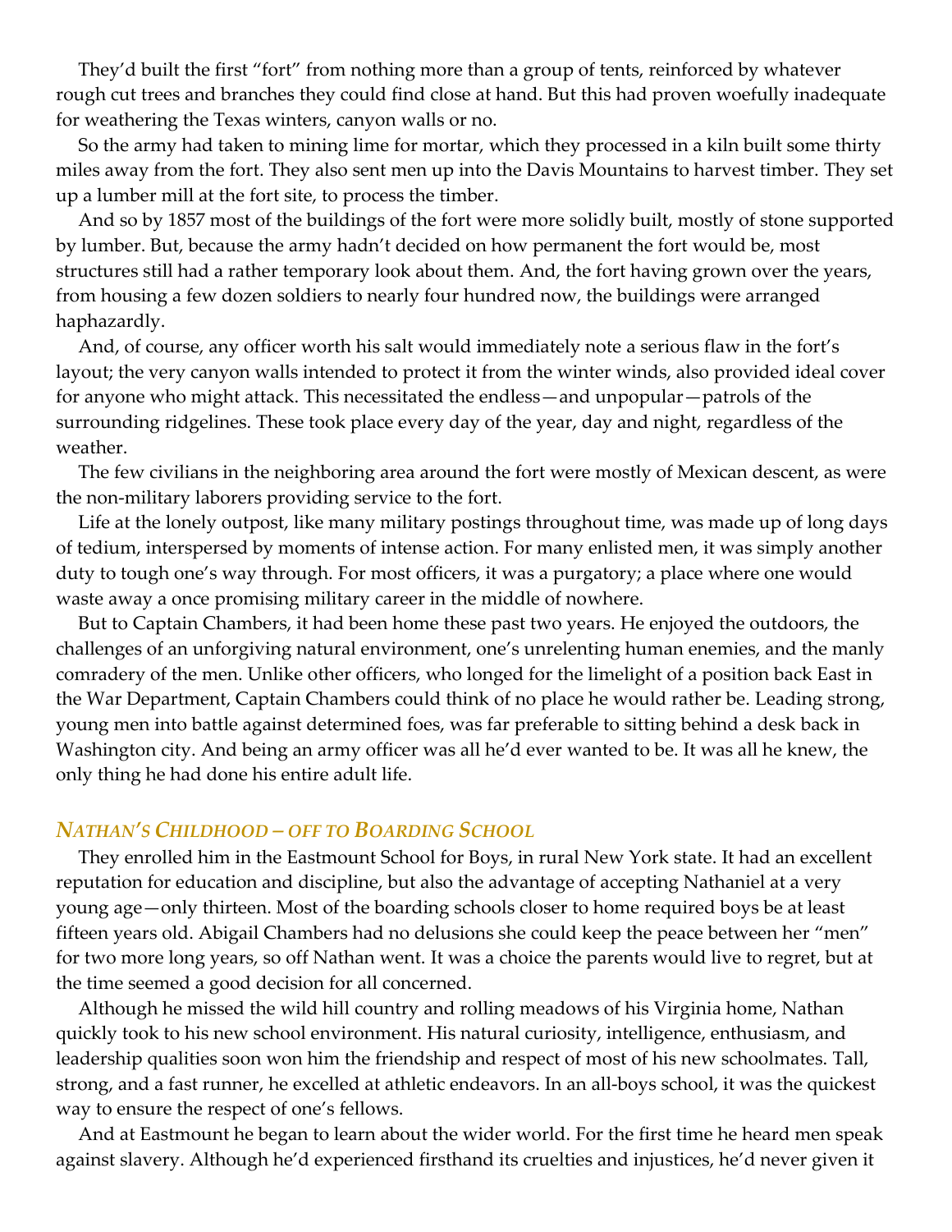They'd built the first "fort" from nothing more than a group of tents, reinforced by whatever rough cut trees and branches they could find close at hand. But this had proven woefully inadequate for weathering the Texas winters, canyon walls or no.

So the army had taken to mining lime for mortar, which they processed in a kiln built some thirty miles away from the fort. They also sent men up into the Davis Mountains to harvest timber. They set up a lumber mill at the fort site, to process the timber.

And so by 1857 most of the buildings of the fort were more solidly built, mostly of stone supported by lumber. But, because the army hadn't decided on how permanent the fort would be, most structures still had a rather temporary look about them. And, the fort having grown over the years, from housing a few dozen soldiers to nearly four hundred now, the buildings were arranged haphazardly.

And, of course, any officer worth his salt would immediately note a serious flaw in the fort's layout; the very canyon walls intended to protect it from the winter winds, also provided ideal cover for anyone who might attack. This necessitated the endless—and unpopular—patrols of the surrounding ridgelines. These took place every day of the year, day and night, regardless of the weather.

The few civilians in the neighboring area around the fort were mostly of Mexican descent, as were the non-military laborers providing service to the fort.

Life at the lonely outpost, like many military postings throughout time, was made up of long days of tedium, interspersed by moments of intense action. For many enlisted men, it was simply another duty to tough one's way through. For most officers, it was a purgatory; a place where one would waste away a once promising military career in the middle of nowhere.

But to Captain Chambers, it had been home these past two years. He enjoyed the outdoors, the challenges of an unforgiving natural environment, one's unrelenting human enemies, and the manly comradery of the men. Unlike other officers, who longed for the limelight of a position back East in the War Department, Captain Chambers could think of no place he would rather be. Leading strong, young men into battle against determined foes, was far preferable to sitting behind a desk back in Washington city. And being an army officer was all he'd ever wanted to be. It was all he knew, the only thing he had done his entire adult life.

### *Nathan's Childhood – off to Boarding School*

They enrolled him in the Eastmount School for Boys, in rural New York state. It had an excellent reputation for education and discipline, but also the advantage of accepting Nathaniel at a very young age—only thirteen. Most of the boarding schools closer to home required boys be at least fifteen years old. Abigail Chambers had no delusions she could keep the peace between her "men" for two more long years, so off Nathan went. It was a choice the parents would live to regret, but at the time seemed a good decision for all concerned.

Although he missed the wild hill country and rolling meadows of his Virginia home, Nathan quickly took to his new school environment. His natural curiosity, intelligence, enthusiasm, and leadership qualities soon won him the friendship and respect of most of his new schoolmates. Tall, strong, and a fast runner, he excelled at athletic endeavors. In an all-boys school, it was the quickest way to ensure the respect of one's fellows.

And at Eastmount he began to learn about the wider world. For the first time he heard men speak against slavery. Although he'd experienced firsthand its cruelties and injustices, he'd never given it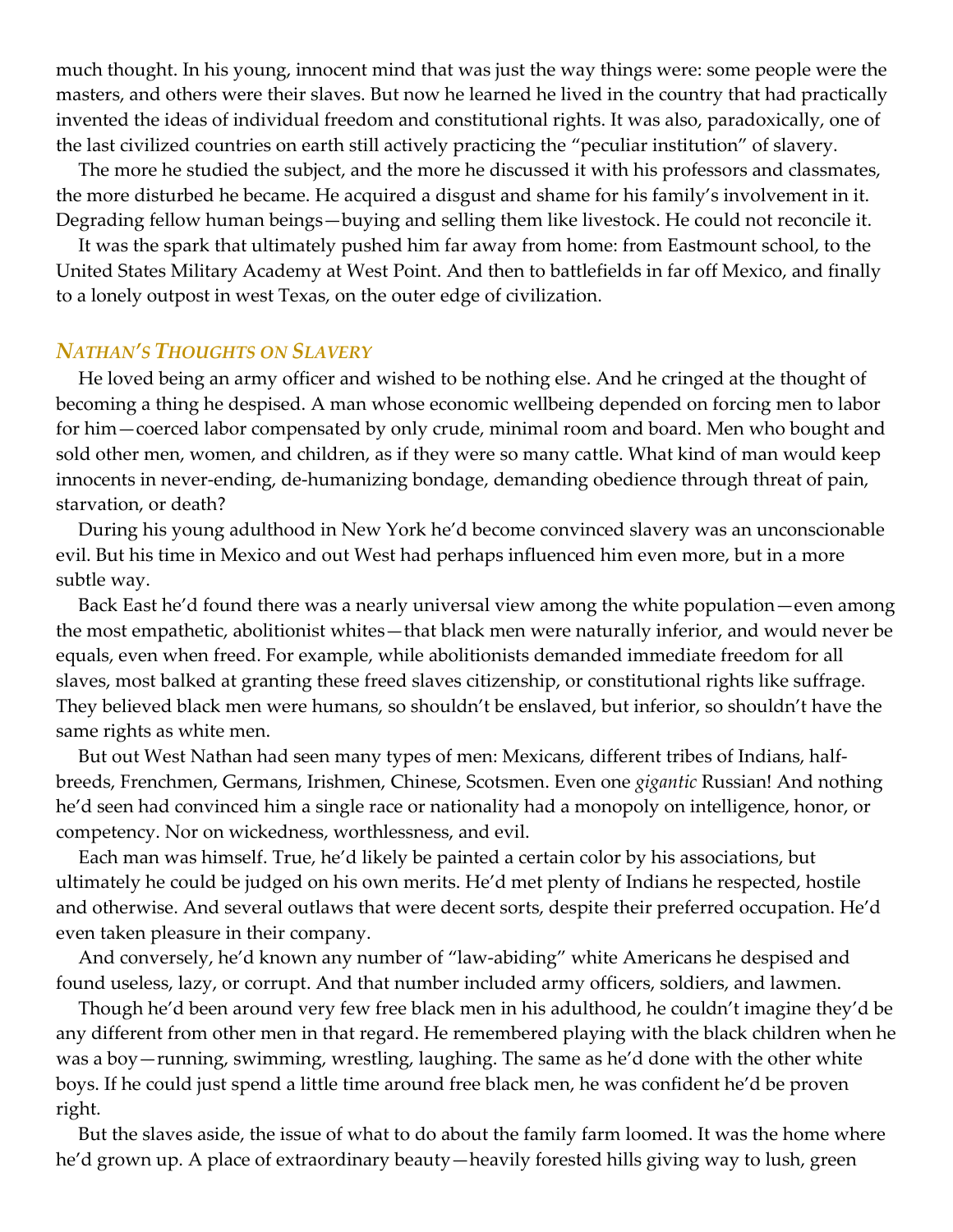much thought. In his young, innocent mind that was just the way things were: some people were the masters, and others were their slaves. But now he learned he lived in the country that had practically invented the ideas of individual freedom and constitutional rights. It was also, paradoxically, one of the last civilized countries on earth still actively practicing the "peculiar institution" of slavery.

The more he studied the subject, and the more he discussed it with his professors and classmates, the more disturbed he became. He acquired a disgust and shame for his family's involvement in it. Degrading fellow human beings—buying and selling them like livestock. He could not reconcile it.

It was the spark that ultimately pushed him far away from home: from Eastmount school, to the United States Military Academy at West Point. And then to battlefields in far off Mexico, and finally to a lonely outpost in west Texas, on the outer edge of civilization.

### *Nathan's Thoughts on Slavery*

He loved being an army officer and wished to be nothing else. And he cringed at the thought of becoming a thing he despised. A man whose economic wellbeing depended on forcing men to labor for him—coerced labor compensated by only crude, minimal room and board. Men who bought and sold other men, women, and children, as if they were so many cattle. What kind of man would keep innocents in never-ending, de-humanizing bondage, demanding obedience through threat of pain, starvation, or death?

During his young adulthood in New York he'd become convinced slavery was an unconscionable evil. But his time in Mexico and out West had perhaps influenced him even more, but in a more subtle way.

Back East he'd found there was a nearly universal view among the white population—even among the most empathetic, abolitionist whites—that black men were naturally inferior, and would never be equals, even when freed. For example, while abolitionists demanded immediate freedom for all slaves, most balked at granting these freed slaves citizenship, or constitutional rights like suffrage. They believed black men were humans, so shouldn't be enslaved, but inferior, so shouldn't have the same rights as white men.

But out West Nathan had seen many types of men: Mexicans, different tribes of Indians, half-breeds, Frenchmen, Germans, Irishmen, Chinese, Scotsmen. Even one *gigantic* Russian! And nothing he'd seen had convinced him a single race or nationality had a monopoly on intelligence, honor, or competency. Nor on wickedness, worthlessness, and evil.

Each man was himself. True, he'd likely be painted a certain color by his associations, but ultimately he could be judged on his own merits. He'd met plenty of Indians he respected, hostile and otherwise. And several outlaws that were decent sorts, despite their preferred occupation. He'd even taken pleasure in their company.

And conversely, he'd known any number of "law-abiding" white Americans he despised and found useless, lazy, or corrupt. And that number included army officers, soldiers, and lawmen.

Though he'd been around very few free black men in his adulthood, he couldn't imagine they'd be any different from other men in that regard. He remembered playing with the black children when he was a boy—running, swimming, wrestling, laughing. The same as he'd done with the other white boys. If he could just spend a little time around free black men, he was confident he'd be proven right.

But the slaves aside, the issue of what to do about the family farm loomed. It was the home where he'd grown up. A place of extraordinary beauty—heavily forested hills giving way to lush, green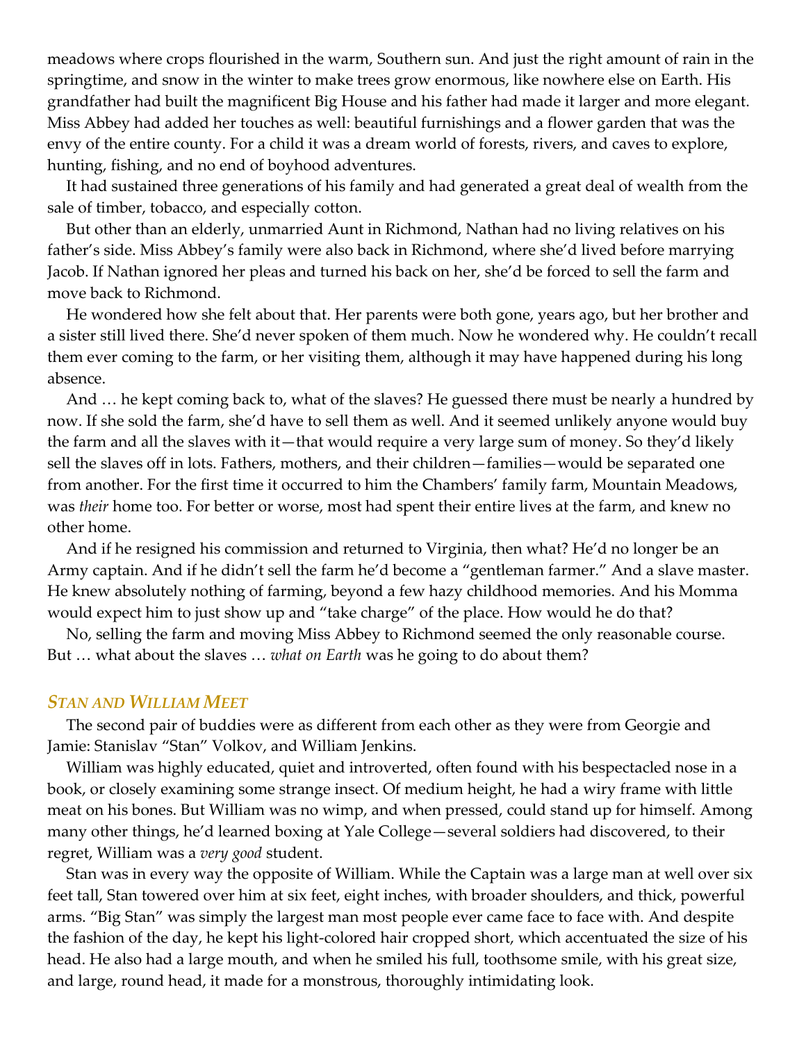meadows where crops flourished in the warm, Southern sun. And just the right amount of rain in the springtime, and snow in the winter to make trees grow enormous, like nowhere else on Earth. His grandfather had built the magnificent Big House and his father had made it larger and more elegant. Miss Abbey had added her touches as well: beautiful furnishings and a flower garden that was the envy of the entire county. For a child it was a dream world of forests, rivers, and caves to explore, hunting, fishing, and no end of boyhood adventures.

It had sustained three generations of his family and had generated a great deal of wealth from the sale of timber, tobacco, and especially cotton.

But other than an elderly, unmarried Aunt in Richmond, Nathan had no living relatives on his father's side. Miss Abbey's family were also back in Richmond, where she'd lived before marrying Jacob. If Nathan ignored her pleas and turned his back on her, she'd be forced to sell the farm and move back to Richmond.

He wondered how she felt about that. Her parents were both gone, years ago, but her brother and a sister still lived there. She'd never spoken of them much. Now he wondered why. He couldn't recall them ever coming to the farm, or her visiting them, although it may have happened during his long absence.

And … he kept coming back to, what of the slaves? He guessed there must be nearly a hundred by now. If she sold the farm, she'd have to sell them as well. And it seemed unlikely anyone would buy the farm and all the slaves with it—that would require a very large sum of money. So they'd likely sell the slaves off in lots. Fathers, mothers, and their children—families—would be separated one from another. For the first time it occurred to him the Chambers' family farm, Mountain Meadows, was *their* home too. For better or worse, most had spent their entire lives at the farm, and knew no other home.

And if he resigned his commission and returned to Virginia, then what? He'd no longer be an Army captain. And if he didn't sell the farm he'd become a "gentleman farmer." And a slave master. He knew absolutely nothing of farming, beyond a few hazy childhood memories. And his Momma would expect him to just show up and "take charge" of the place. How would he do that?

No, selling the farm and moving Miss Abbey to Richmond seemed the only reasonable course. But … what about the slaves … *what on Earth* was he going to do about them?

### *Stan and William Meet*

The second pair of buddies were as different from each other as they were from Georgie and Jamie: Stanislav "Stan" Volkov, and William Jenkins.

William was highly educated, quiet and introverted, often found with his bespectacled nose in a book, or closely examining some strange insect. Of medium height, he had a wiry frame with little meat on his bones. But William was no wimp, and when pressed, could stand up for himself. Among many other things, he'd learned boxing at Yale College—several soldiers had discovered, to their regret, William was a *very good* student.

Stan was in every way the opposite of William. While the Captain was a large man at well over six feet tall, Stan towered over him at six feet, eight inches, with broader shoulders, and thick, powerful arms. "Big Stan" was simply the largest man most people ever came face to face with. And despite the fashion of the day, he kept his light-colored hair cropped short, which accentuated the size of his head. He also had a large mouth, and when he smiled his full, toothsome smile, with his great size, and large, round head, it made for a monstrous, thoroughly intimidating look.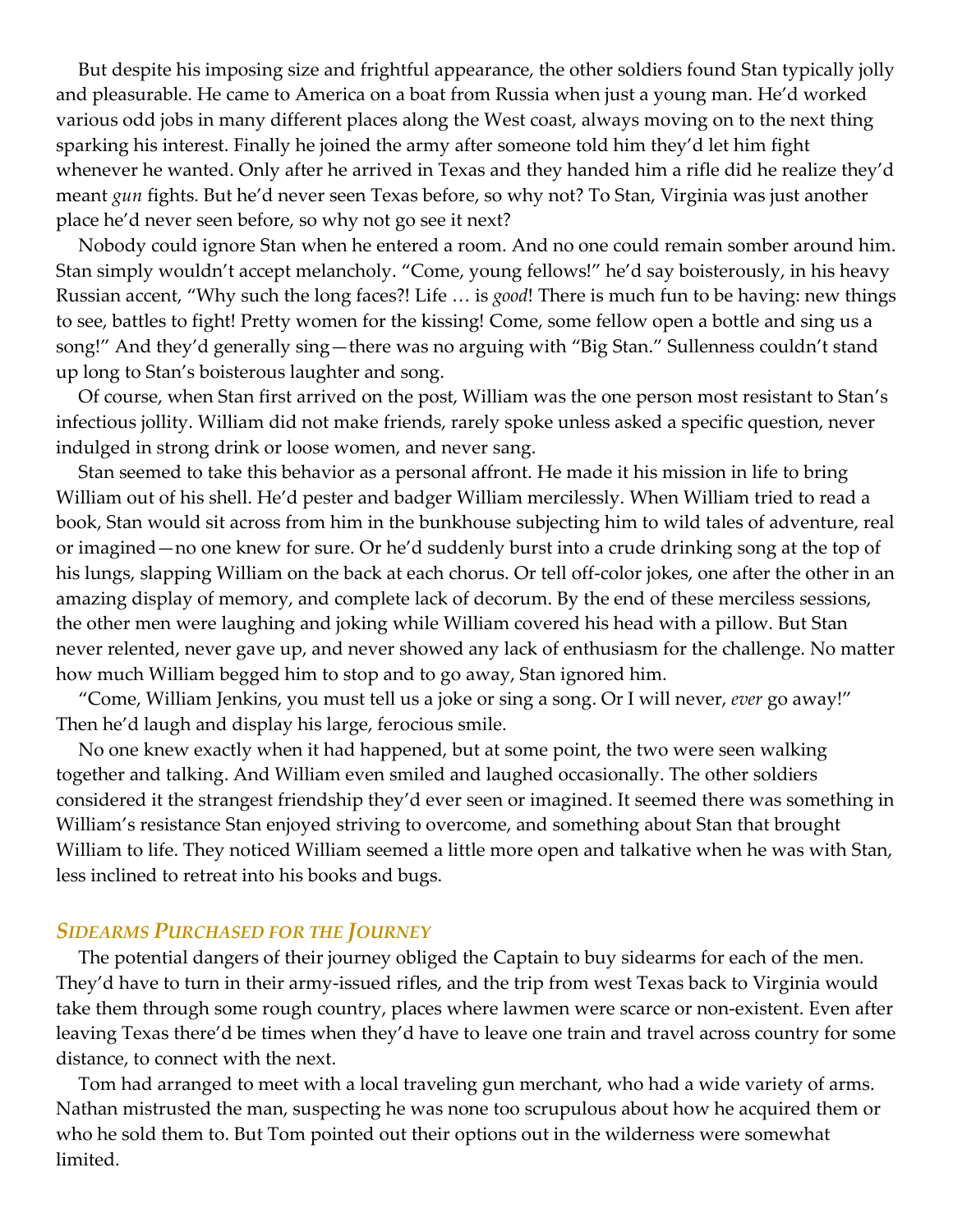But despite his imposing size and frightful appearance, the other soldiers found Stan typically jolly and pleasurable. He came to America on a boat from Russia when just a young man. He'd worked various odd jobs in many different places along the West coast, always moving on to the next thing sparking his interest. Finally he joined the army after someone told him they'd let him fight whenever he wanted. Only after he arrived in Texas and they handed him a rifle did he realize they'd meant *gun* fights. But he'd never seen Texas before, so why not? To Stan, Virginia was just another place he'd never seen before, so why not go see it next?

Nobody could ignore Stan when he entered a room. And no one could remain somber around him. Stan simply wouldn't accept melancholy. "Come, young fellows!" he'd say boisterously, in his heavy Russian accent, "Why such the long faces?! Life … is *good*! There is much fun to be having: new things to see, battles to fight! Pretty women for the kissing! Come, some fellow open a bottle and sing us a song!" And they'd generally sing—there was no arguing with "Big Stan." Sullenness couldn't stand up long to Stan's boisterous laughter and song.

Of course, when Stan first arrived on the post, William was the one person most resistant to Stan's infectious jollity. William did not make friends, rarely spoke unless asked a specific question, never indulged in strong drink or loose women, and never sang.

Stan seemed to take this behavior as a personal affront. He made it his mission in life to bring William out of his shell. He'd pester and badger William mercilessly. When William tried to read a book, Stan would sit across from him in the bunkhouse subjecting him to wild tales of adventure, real or imagined—no one knew for sure. Or he'd suddenly burst into a crude drinking song at the top of his lungs, slapping William on the back at each chorus. Or tell off-color jokes, one after the other in an amazing display of memory, and complete lack of decorum. By the end of these merciless sessions, the other men were laughing and joking while William covered his head with a pillow. But Stan never relented, never gave up, and never showed any lack of enthusiasm for the challenge. No matter how much William begged him to stop and to go away, Stan ignored him.

"Come, William Jenkins, you must tell us a joke or sing a song. Or I will never, *ever* go away!" Then he'd laugh and display his large, ferocious smile.

No one knew exactly when it had happened, but at some point, the two were seen walking together and talking. And William even smiled and laughed occasionally. The other soldiers considered it the strangest friendship they'd ever seen or imagined. It seemed there was something in William's resistance Stan enjoyed striving to overcome, and something about Stan that brought William to life. They noticed William seemed a little more open and talkative when he was with Stan, less inclined to retreat into his books and bugs.

### *Sidearms Purchased for the Journey*

The potential dangers of their journey obliged the Captain to buy sidearms for each of the men. They'd have to turn in their army-issued rifles, and the trip from west Texas back to Virginia would take them through some rough country, places where lawmen were scarce or non-existent. Even after leaving Texas there'd be times when they'd have to leave one train and travel across country for some distance, to connect with the next.

Tom had arranged to meet with a local traveling gun merchant, who had a wide variety of arms. Nathan mistrusted the man, suspecting he was none too scrupulous about how he acquired them or who he sold them to. But Tom pointed out their options out in the wilderness were somewhat limited.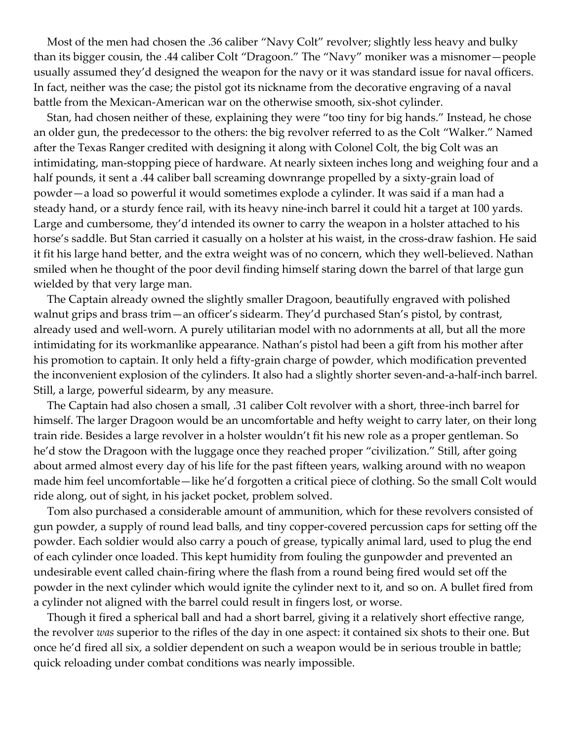Most of the men had chosen the .36 caliber "Navy Colt" revolver; slightly less heavy and bulky than its bigger cousin, the .44 caliber Colt "Dragoon." The "Navy" moniker was a misnomer—people usually assumed they'd designed the weapon for the navy or it was standard issue for naval officers. In fact, neither was the case; the pistol got its nickname from the decorative engraving of a naval battle from the Mexican-American war on the otherwise smooth, six-shot cylinder.

Stan, had chosen neither of these, explaining they were "too tiny for big hands." Instead, he chose an older gun, the predecessor to the others: the big revolver referred to as the Colt "Walker." Named after the Texas Ranger credited with designing it along with Colonel Colt, the big Colt was an intimidating, man-stopping piece of hardware. At nearly sixteen inches long and weighing four and a half pounds, it sent a .44 caliber ball screaming downrange propelled by a sixty-grain load of powder—a load so powerful it would sometimes explode a cylinder. It was said if a man had a steady hand, or a sturdy fence rail, with its heavy nine-inch barrel it could hit a target at 100 yards. Large and cumbersome, they'd intended its owner to carry the weapon in a holster attached to his horse's saddle. But Stan carried it casually on a holster at his waist, in the cross-draw fashion. He said it fit his large hand better, and the extra weight was of no concern, which they well-believed. Nathan smiled when he thought of the poor devil finding himself staring down the barrel of that large gun wielded by that very large man.

The Captain already owned the slightly smaller Dragoon, beautifully engraved with polished walnut grips and brass trim—an officer's sidearm. They'd purchased Stan's pistol, by contrast, already used and well-worn. A purely utilitarian model with no adornments at all, but all the more intimidating for its workmanlike appearance. Nathan's pistol had been a gift from his mother after his promotion to captain. It only held a fifty-grain charge of powder, which modification prevented the inconvenient explosion of the cylinders. It also had a slightly shorter seven-and-a-half-inch barrel. Still, a large, powerful sidearm, by any measure.

The Captain had also chosen a small, .31 caliber Colt revolver with a short, three-inch barrel for himself. The larger Dragoon would be an uncomfortable and hefty weight to carry later, on their long train ride. Besides a large revolver in a holster wouldn't fit his new role as a proper gentleman. So he'd stow the Dragoon with the luggage once they reached proper "civilization." Still, after going about armed almost every day of his life for the past fifteen years, walking around with no weapon made him feel uncomfortable—like he'd forgotten a critical piece of clothing. So the small Colt would ride along, out of sight, in his jacket pocket, problem solved.

Tom also purchased a considerable amount of ammunition, which for these revolvers consisted of gun powder, a supply of round lead balls, and tiny copper-covered percussion caps for setting off the powder. Each soldier would also carry a pouch of grease, typically animal lard, used to plug the end of each cylinder once loaded. This kept humidity from fouling the gunpowder and prevented an undesirable event called chain-firing where the flash from a round being fired would set off the powder in the next cylinder which would ignite the cylinder next to it, and so on. A bullet fired from a cylinder not aligned with the barrel could result in fingers lost, or worse.

Though it fired a spherical ball and had a short barrel, giving it a relatively short effective range, the revolver *was* superior to the rifles of the day in one aspect: it contained six shots to their one. But once he'd fired all six, a soldier dependent on such a weapon would be in serious trouble in battle; quick reloading under combat conditions was nearly impossible.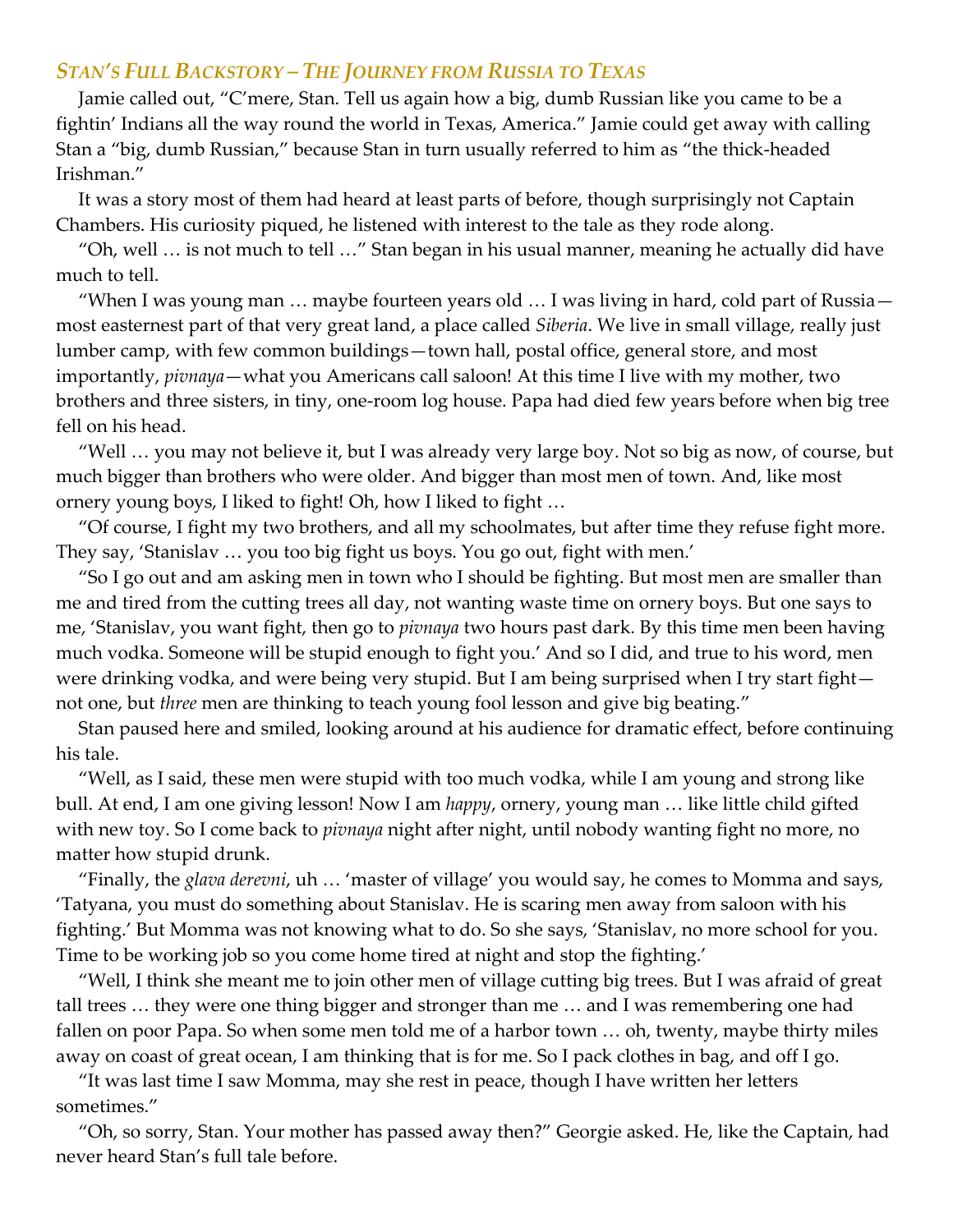## *Stan's Full Backstory – The Journey from Russia to Texas*

Jamie called out, "C'mere, Stan. Tell us again how a big, dumb Russian like you came to be a fightin' Indians all the way round the world in Texas, America." Jamie could get away with calling Stan a "big, dumb Russian," because Stan in turn usually referred to him as "the thick-headed Irishman."

It was a story most of them had heard at least parts of before, though surprisingly not Captain Chambers. His curiosity piqued, he listened with interest to the tale as they rode along.

"Oh, well … is not much to tell …" Stan began in his usual manner, meaning he actually did have much to tell.

"When I was young man … maybe fourteen years old … I was living in hard, cold part of Russia—most easternest part of that very great land, a place called *Siberia*. We live in small village, really just lumber camp, with few common buildings—town hall, postal office, general store, and most importantly, *pivnaya*—what you Americans call saloon! At this time I live with my mother, two brothers and three sisters, in tiny, one-room log house. Papa had died few years before when big tree fell on his head.

"Well … you may not believe it, but I was already very large boy. Not so big as now, of course, but much bigger than brothers who were older. And bigger than most men of town. And, like most ornery young boys, I liked to fight! Oh, how I liked to fight …

"Of course, I fight my two brothers, and all my schoolmates, but after time they refuse fight more. They say, 'Stanislav … you too big fight us boys. You go out, fight with men.'

"So I go out and am asking men in town who I should be fighting. But most men are smaller than me and tired from the cutting trees all day, not wanting waste time on ornery boys. But one says to me, 'Stanislav, you want fight, then go to *pivnaya* two hours past dark. By this time men been having much vodka. Someone will be stupid enough to fight you.' And so I did, and true to his word, men were drinking vodka, and were being very stupid. But I am being surprised when I try start fight—not one, but *three* men are thinking to teach young fool lesson and give big beating."

Stan paused here and smiled, looking around at his audience for dramatic effect, before continuing his tale.

"Well, as I said, these men were stupid with too much vodka, while I am young and strong like bull. At end, I am one giving lesson! Now I am *happy*, ornery, young man … like little child gifted with new toy. So I come back to *pivnaya* night after night, until nobody wanting fight no more, no matter how stupid drunk.

"Finally, the *glava derevni*, uh … 'master of village' you would say, he comes to Momma and says, 'Tatyana, you must do something about Stanislav. He is scaring men away from saloon with his fighting.' But Momma was not knowing what to do. So she says, 'Stanislav, no more school for you. Time to be working job so you come home tired at night and stop the fighting.'

"Well, I think she meant me to join other men of village cutting big trees. But I was afraid of great tall trees … they were one thing bigger and stronger than me … and I was remembering one had fallen on poor Papa. So when some men told me of a harbor town … oh, twenty, maybe thirty miles away on coast of great ocean, I am thinking that is for me. So I pack clothes in bag, and off I go.

"It was last time I saw Momma, may she rest in peace, though I have written her letters sometimes."

"Oh, so sorry, Stan. Your mother has passed away then?" Georgie asked. He, like the Captain, had never heard Stan's full tale before.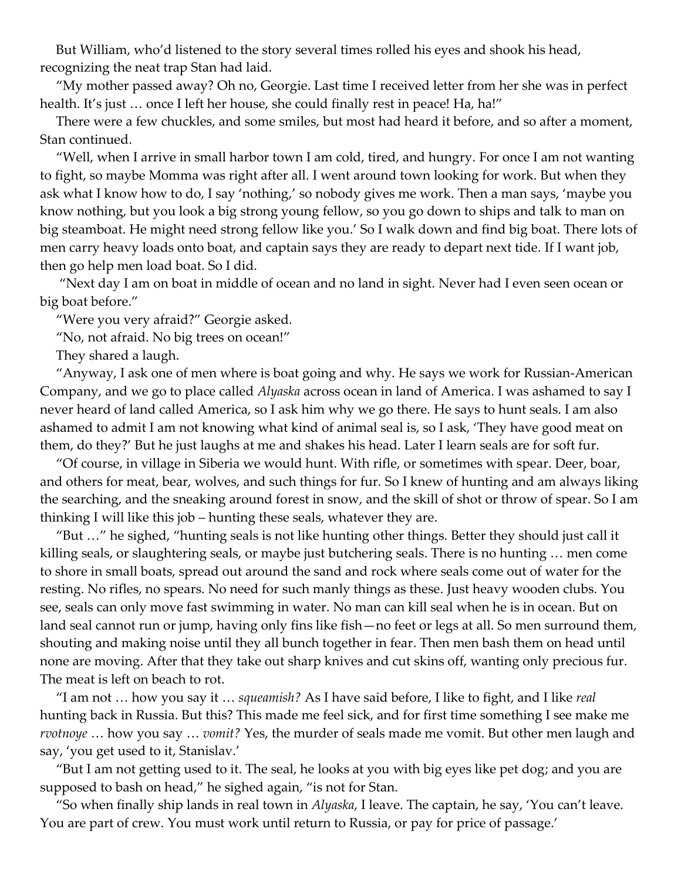But William, who'd listened to the story several times rolled his eyes and shook his head, recognizing the neat trap Stan had laid.

"My mother passed away? Oh no, Georgie. Last time I received letter from her she was in perfect health. It's just … once I left her house, she could finally rest in peace! Ha, ha!"

There were a few chuckles, and some smiles, but most had heard it before, and so after a moment, Stan continued.

"Well, when I arrive in small harbor town I am cold, tired, and hungry. For once I am not wanting to fight, so maybe Momma was right after all. I went around town looking for work. But when they ask what I know how to do, I say 'nothing,' so nobody gives me work. Then a man says, 'maybe you know nothing, but you look a big strong young fellow, so you go down to ships and talk to man on big steamboat. He might need strong fellow like you.' So I walk down and find big boat. There lots of men carry heavy loads onto boat, and captain says they are ready to depart next tide. If I want job, then go help men load boat. So I did.

"Next day I am on boat in middle of ocean and no land in sight. Never had I even seen ocean or big boat before."

"Were you very afraid?" Georgie asked.

"No, not afraid. No big trees on ocean!"

They shared a laugh.

"Anyway, I ask one of men where is boat going and why. He says we work for Russian-American Company, and we go to place called *Alyaska* across ocean in land of America. I was ashamed to say I never heard of land called America, so I ask him why we go there. He says to hunt seals. I am also ashamed to admit I am not knowing what kind of animal seal is, so I ask, 'They have good meat on them, do they?' But he just laughs at me and shakes his head. Later I learn seals are for soft fur.

"Of course, in village in Siberia we would hunt. With rifle, or sometimes with spear. Deer, boar, and others for meat, bear, wolves, and such things for fur. So I knew of hunting and am always liking the searching, and the sneaking around forest in snow, and the skill of shot or throw of spear. So I am thinking I will like this job – hunting these seals, whatever they are.

"But …" he sighed, "hunting seals is not like hunting other things. Better they should just call it killing seals, or slaughtering seals, or maybe just butchering seals. There is no hunting … men come to shore in small boats, spread out around the sand and rock where seals come out of water for the resting. No rifles, no spears. No need for such manly things as these. Just heavy wooden clubs. You see, seals can only move fast swimming in water. No man can kill seal when he is in ocean. But on land seal cannot run or jump, having only fins like fish—no feet or legs at all. So men surround them, shouting and making noise until they all bunch together in fear. Then men bash them on head until none are moving. After that they take out sharp knives and cut skins off, wanting only precious fur. The meat is left on beach to rot.

"I am not … how you say it … *squeamish?* As I have said before, I like to fight, and I like *real* hunting back in Russia. But this? This made me feel sick, and for first time something I see make me *rvotnoye* … how you say … *vomit?* Yes, the murder of seals made me vomit. But other men laugh and say, 'you get used to it, Stanislav.'

"But I am not getting used to it. The seal, he looks at you with big eyes like pet dog; and you are supposed to bash on head," he sighed again, "is not for Stan.

"So when finally ship lands in real town in *Alyaska*, I leave. The captain, he say, 'You can't leave. You are part of crew. You must work until return to Russia, or pay for price of passage.'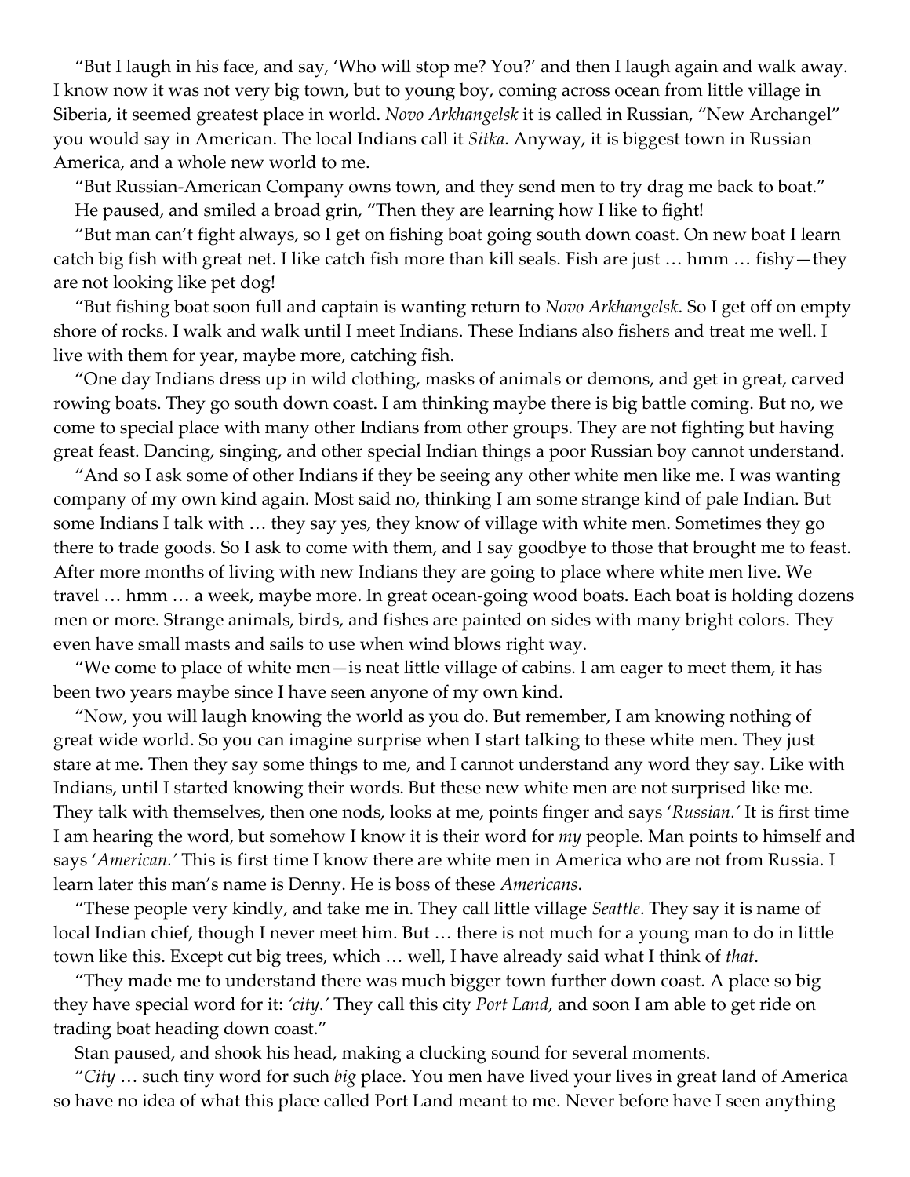"But I laugh in his face, and say, 'Who will stop me? You?' and then I laugh again and walk away. I know now it was not very big town, but to young boy, coming across ocean from little village in Siberia, it seemed greatest place in world. *Novo Arkhangelsk* it is called in Russian, "New Archangel" you would say in American. The local Indians call it *Sitka*. Anyway, it is biggest town in Russian America, and a whole new world to me.

"But Russian-American Company owns town, and they send men to try drag me back to boat."

He paused, and smiled a broad grin, "Then they are learning how I like to fight!

"But man can't fight always, so I get on fishing boat going south down coast. On new boat I learn catch big fish with great net. I like catch fish more than kill seals. Fish are just … hmm … fishy—they are not looking like pet dog!

"But fishing boat soon full and captain is wanting return to *Novo Arkhangelsk*. So I get off on empty shore of rocks. I walk and walk until I meet Indians. These Indians also fishers and treat me well. I live with them for year, maybe more, catching fish.

"One day Indians dress up in wild clothing, masks of animals or demons, and get in great, carved rowing boats. They go south down coast. I am thinking maybe there is big battle coming. But no, we come to special place with many other Indians from other groups. They are not fighting but having great feast. Dancing, singing, and other special Indian things a poor Russian boy cannot understand.

"And so I ask some of other Indians if they be seeing any other white men like me. I was wanting company of my own kind again. Most said no, thinking I am some strange kind of pale Indian. But some Indians I talk with … they say yes, they know of village with white men. Sometimes they go there to trade goods. So I ask to come with them, and I say goodbye to those that brought me to feast. After more months of living with new Indians they are going to place where white men live. We travel … hmm … a week, maybe more. In great ocean-going wood boats. Each boat is holding dozens men or more. Strange animals, birds, and fishes are painted on sides with many bright colors. They even have small masts and sails to use when wind blows right way.

"We come to place of white men—is neat little village of cabins. I am eager to meet them, it has been two years maybe since I have seen anyone of my own kind.

"Now, you will laugh knowing the world as you do. But remember, I am knowing nothing of great wide world. So you can imagine surprise when I start talking to these white men. They just stare at me. Then they say some things to me, and I cannot understand any word they say. Like with Indians, until I started knowing their words. But these new white men are not surprised like me. They talk with themselves, then one nods, looks at me, points finger and says '*Russian.*' It is first time I am hearing the word, but somehow I know it is their word for *my* people. Man points to himself and says '*American.*' This is first time I know there are white men in America who are not from Russia. I learn later this man's name is Denny. He is boss of these *Americans*.

"These people very kindly, and take me in. They call little village *Seattle*. They say it is name of local Indian chief, though I never meet him. But … there is not much for a young man to do in little town like this. Except cut big trees, which … well, I have already said what I think of *that*.

"They made me to understand there was much bigger town further down coast. A place so big they have special word for it: *'city.'* They call this city *Port Land*, and soon I am able to get ride on trading boat heading down coast."

Stan paused, and shook his head, making a clucking sound for several moments.

"*City* … such tiny word for such *big* place. You men have lived your lives in great land of America so have no idea of what this place called Port Land meant to me. Never before have I seen anything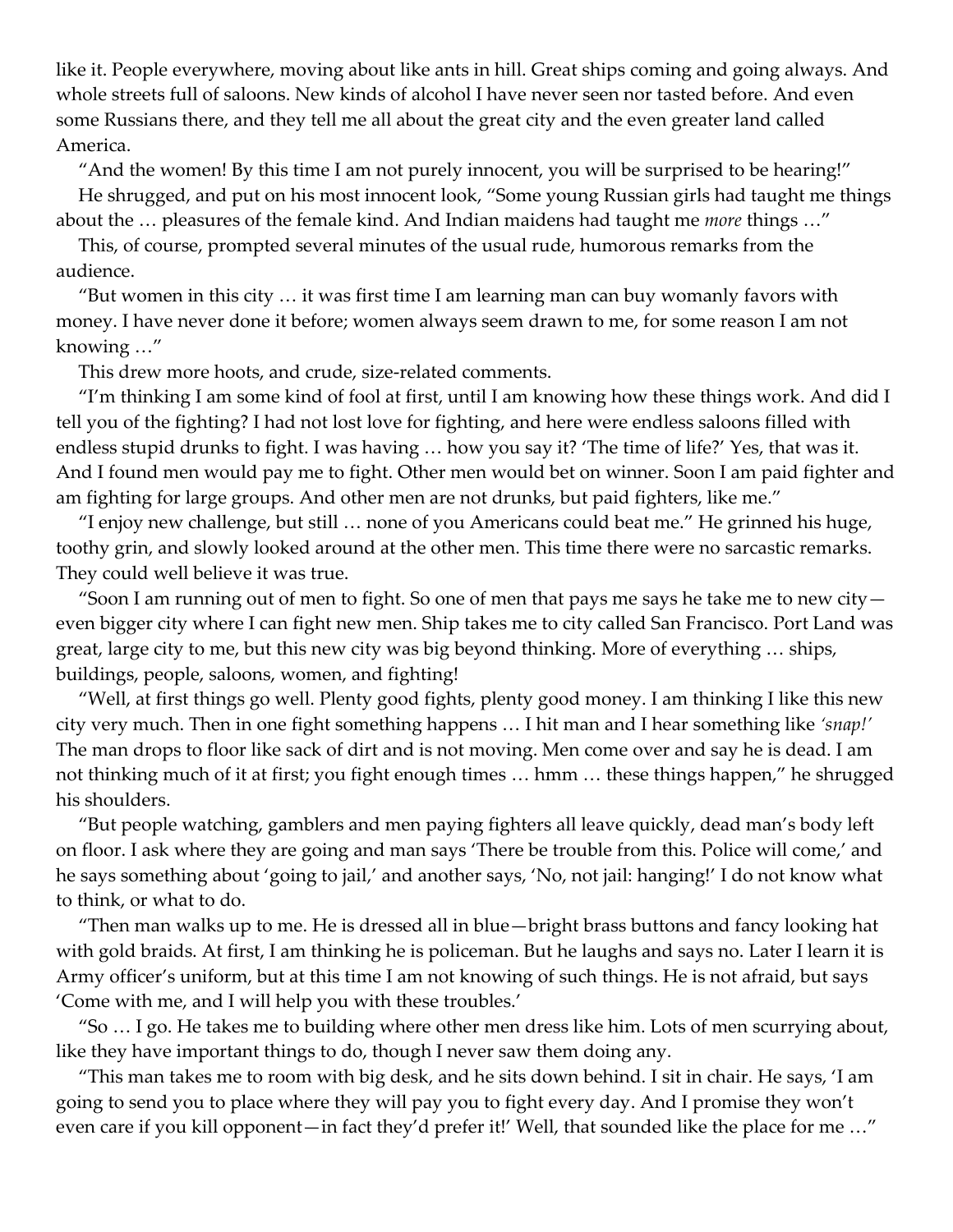like it. People everywhere, moving about like ants in hill. Great ships coming and going always. And whole streets full of saloons. New kinds of alcohol I have never seen nor tasted before. And even some Russians there, and they tell me all about the great city and the even greater land called America.

"And the women! By this time I am not purely innocent, you will be surprised to be hearing!"

He shrugged, and put on his most innocent look, "Some young Russian girls had taught me things about the … pleasures of the female kind. And Indian maidens had taught me *more* things …"

This, of course, prompted several minutes of the usual rude, humorous remarks from the audience.

"But women in this city … it was first time I am learning man can buy womanly favors with money. I have never done it before; women always seem drawn to me, for some reason I am not knowing …"

This drew more hoots, and crude, size-related comments.

"I'm thinking I am some kind of fool at first, until I am knowing how these things work. And did I tell you of the fighting? I had not lost love for fighting, and here were endless saloons filled with endless stupid drunks to fight. I was having … how you say it? 'The time of life?' Yes, that was it. And I found men would pay me to fight. Other men would bet on winner. Soon I am paid fighter and am fighting for large groups. And other men are not drunks, but paid fighters, like me."

"I enjoy new challenge, but still … none of you Americans could beat me." He grinned his huge, toothy grin, and slowly looked around at the other men. This time there were no sarcastic remarks. They could well believe it was true.

"Soon I am running out of men to fight. So one of men that pays me says he take me to new city—even bigger city where I can fight new men. Ship takes me to city called San Francisco. Port Land was great, large city to me, but this new city was big beyond thinking. More of everything … ships, buildings, people, saloons, women, and fighting!

"Well, at first things go well. Plenty good fights, plenty good money. I am thinking I like this new city very much. Then in one fight something happens … I hit man and I hear something like *'snap!'* The man drops to floor like sack of dirt and is not moving. Men come over and say he is dead. I am not thinking much of it at first; you fight enough times … hmm … these things happen," he shrugged his shoulders.

"But people watching, gamblers and men paying fighters all leave quickly, dead man's body left on floor. I ask where they are going and man says 'There be trouble from this. Police will come,' and he says something about 'going to jail,' and another says, 'No, not jail: hanging!' I do not know what to think, or what to do.

"Then man walks up to me. He is dressed all in blue—bright brass buttons and fancy looking hat with gold braids. At first, I am thinking he is policeman. But he laughs and says no. Later I learn it is Army officer's uniform, but at this time I am not knowing of such things. He is not afraid, but says 'Come with me, and I will help you with these troubles.'

"So … I go. He takes me to building where other men dress like him. Lots of men scurrying about, like they have important things to do, though I never saw them doing any.

"This man takes me to room with big desk, and he sits down behind. I sit in chair. He says, 'I am going to send you to place where they will pay you to fight every day. And I promise they won't even care if you kill opponent—in fact they'd prefer it!' Well, that sounded like the place for me …"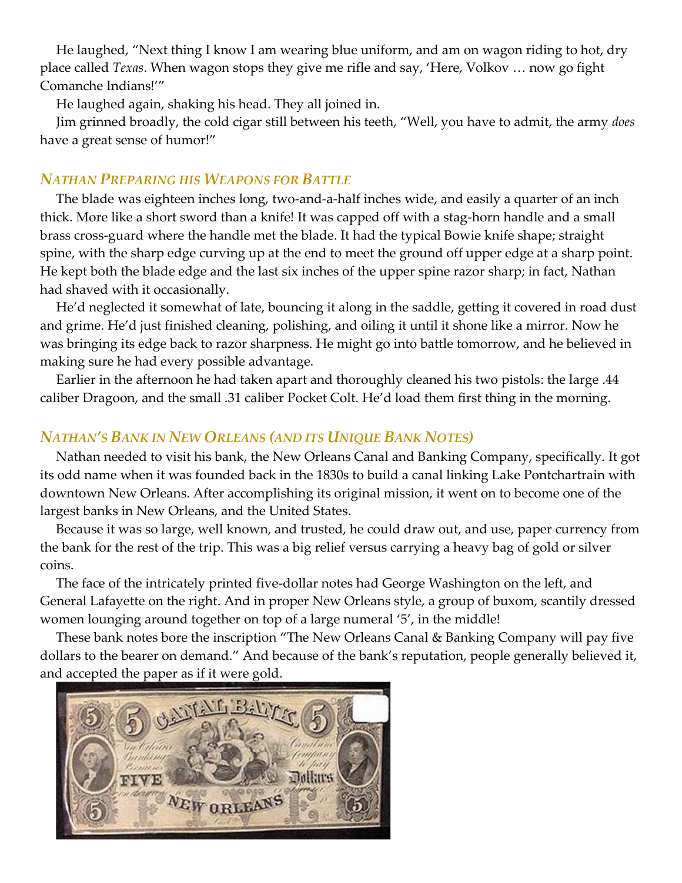He laughed, "Next thing I know I am wearing blue uniform, and am on wagon riding to hot, dry place called *Texas*. When wagon stops they give me rifle and say, 'Here, Volkov … now go fight Comanche Indians!'"

He laughed again, shaking his head. They all joined in.

Jim grinned broadly, the cold cigar still between his teeth, "Well, you have to admit, the army *does* have a great sense of humor!"

### *Nathan Preparing his Weapons for Battle*

The blade was eighteen inches long, two-and-a-half inches wide, and easily a quarter of an inch thick. More like a short sword than a knife! It was capped off with a stag-horn handle and a small brass cross-guard where the handle met the blade. It had the typical Bowie knife shape; straight spine, with the sharp edge curving up at the end to meet the ground off upper edge at a sharp point. He kept both the blade edge and the last six inches of the upper spine razor sharp; in fact, Nathan had shaved with it occasionally.

He'd neglected it somewhat of late, bouncing it along in the saddle, getting it covered in road dust and grime. He'd just finished cleaning, polishing, and oiling it until it shone like a mirror. Now he was bringing its edge back to razor sharpness. He might go into battle tomorrow, and he believed in making sure he had every possible advantage.

Earlier in the afternoon he had taken apart and thoroughly cleaned his two pistols: the large .44 caliber Dragoon, and the small .31 caliber Pocket Colt. He'd load them first thing in the morning.

### *Nathan's Bank in New Orleans (and its Unique Bank Notes)*

Nathan needed to visit his bank, the New Orleans Canal and Banking Company, specifically. It got its odd name when it was founded back in the 1830s to build a canal linking Lake Pontchartrain with downtown New Orleans. After accomplishing its original mission, it went on to become one of the largest banks in New Orleans, and the United States.

Because it was so large, well known, and trusted, he could draw out, and use, paper currency from the bank for the rest of the trip. This was a big relief versus carrying a heavy bag of gold or silver coins.

The face of the intricately printed five-dollar notes had George Washington on the left, and General Lafayette on the right. And in proper New Orleans style, a group of buxom, scantily dressed women lounging around together on top of a large numeral '5', in the middle!

These bank notes bore the inscription "The New Orleans Canal & Banking Company will pay five dollars to the bearer on demand." And because of the bank's reputation, people generally believed it, and accepted the paper as if it were gold.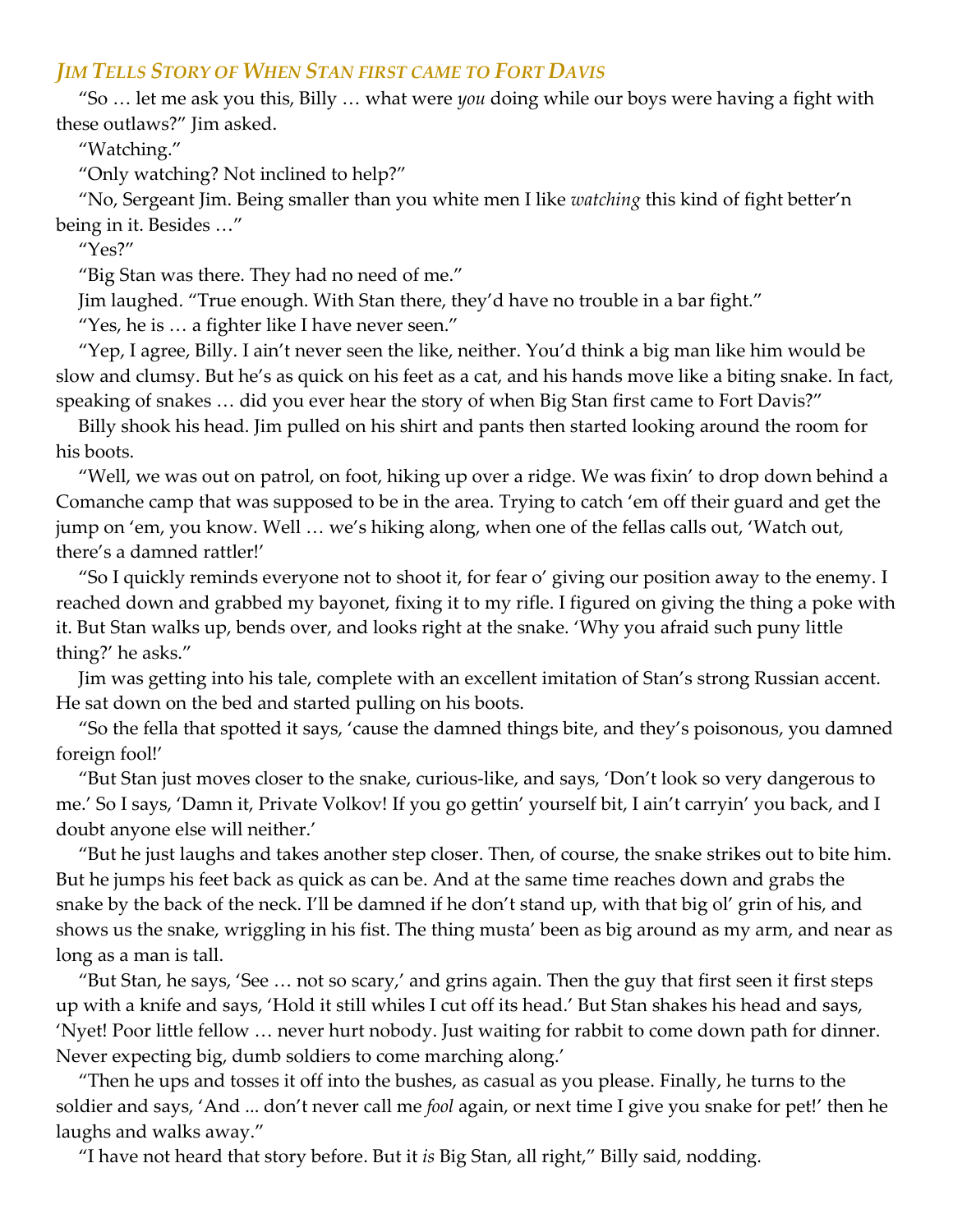### *Jim Tells Story of When Stan first came to Fort Davis*

"So … let me ask you this, Billy … what were *you* doing while our boys were having a fight with these outlaws?" Jim asked.

"Watching."

"Only watching? Not inclined to help?"

"No, Sergeant Jim. Being smaller than you white men I like *watching* this kind of fight better'n being in it. Besides …"

"Yes?"

"Big Stan was there. They had no need of me."

Jim laughed. "True enough. With Stan there, they'd have no trouble in a bar fight."

"Yes, he is … a fighter like I have never seen."

"Yep, I agree, Billy. I ain't never seen the like, neither. You'd think a big man like him would be slow and clumsy. But he's as quick on his feet as a cat, and his hands move like a biting snake. In fact, speaking of snakes … did you ever hear the story of when Big Stan first came to Fort Davis?"

Billy shook his head. Jim pulled on his shirt and pants then started looking around the room for his boots.

"Well, we was out on patrol, on foot, hiking up over a ridge. We was fixin' to drop down behind a Comanche camp that was supposed to be in the area. Trying to catch 'em off their guard and get the jump on 'em, you know. Well … we's hiking along, when one of the fellas calls out, 'Watch out, there's a damned rattler!'

"So I quickly reminds everyone not to shoot it, for fear o' giving our position away to the enemy. I reached down and grabbed my bayonet, fixing it to my rifle. I figured on giving the thing a poke with it. But Stan walks up, bends over, and looks right at the snake. 'Why you afraid such puny little thing?' he asks."

Jim was getting into his tale, complete with an excellent imitation of Stan's strong Russian accent. He sat down on the bed and started pulling on his boots.

"So the fella that spotted it says, 'cause the damned things bite, and they's poisonous, you damned foreign fool!'

"But Stan just moves closer to the snake, curious-like, and says, 'Don't look so very dangerous to me.' So I says, 'Damn it, Private Volkov! If you go gettin' yourself bit, I ain't carryin' you back, and I doubt anyone else will neither.'

"But he just laughs and takes another step closer. Then, of course, the snake strikes out to bite him. But he jumps his feet back as quick as can be. And at the same time reaches down and grabs the snake by the back of the neck. I'll be damned if he don't stand up, with that big ol' grin of his, and shows us the snake, wriggling in his fist. The thing musta' been as big around as my arm, and near as long as a man is tall.

"But Stan, he says, 'See … not so scary,' and grins again. Then the guy that first seen it first steps up with a knife and says, 'Hold it still whiles I cut off its head.' But Stan shakes his head and says, 'Nyet! Poor little fellow … never hurt nobody. Just waiting for rabbit to come down path for dinner. Never expecting big, dumb soldiers to come marching along.'

"Then he ups and tosses it off into the bushes, as casual as you please. Finally, he turns to the soldier and says, 'And ... don't never call me *fool* again, or next time I give you snake for pet!' then he laughs and walks away."

"I have not heard that story before. But it *is* Big Stan, all right," Billy said, nodding.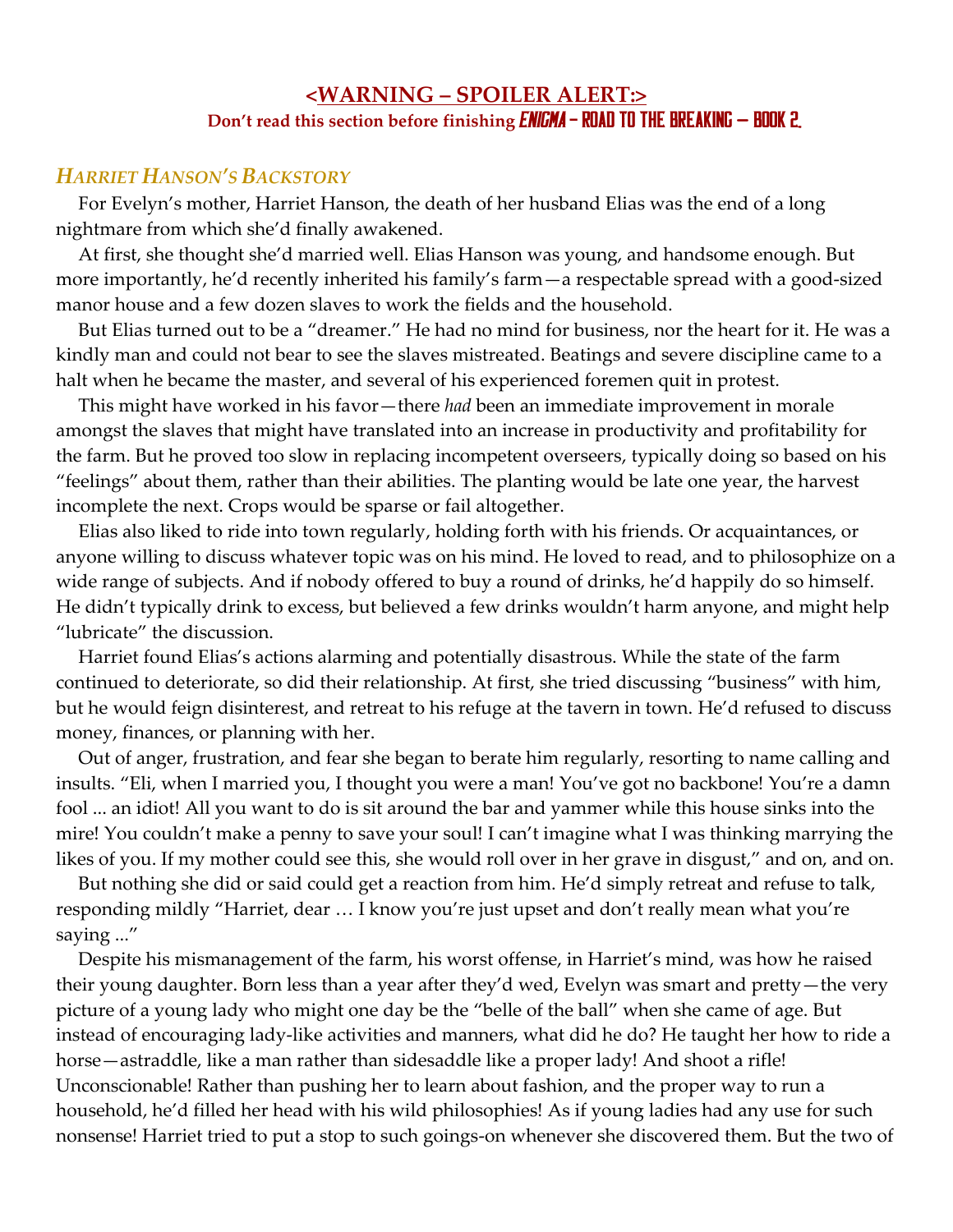**<WARNING – SPOILER ALERT:>**

**Don't read this section before finishing *ENIGMA* - ROAD TO THE BREAKING – BOOK 2.**

### *HARRIET HANSON'S BACKSTORY*

For Evelyn's mother, Harriet Hanson, the death of her husband Elias was the end of a long nightmare from which she'd finally awakened.

At first, she thought she'd married well. Elias Hanson was young, and handsome enough. But more importantly, he'd recently inherited his family's farm—a respectable spread with a good-sized manor house and a few dozen slaves to work the fields and the household.

But Elias turned out to be a "dreamer." He had no mind for business, nor the heart for it. He was a kindly man and could not bear to see the slaves mistreated. Beatings and severe discipline came to a halt when he became the master, and several of his experienced foremen quit in protest.

This might have worked in his favor—there *had* been an immediate improvement in morale amongst the slaves that might have translated into an increase in productivity and profitability for the farm. But he proved too slow in replacing incompetent overseers, typically doing so based on his "feelings" about them, rather than their abilities. The planting would be late one year, the harvest incomplete the next. Crops would be sparse or fail altogether.

Elias also liked to ride into town regularly, holding forth with his friends. Or acquaintances, or anyone willing to discuss whatever topic was on his mind. He loved to read, and to philosophize on a wide range of subjects. And if nobody offered to buy a round of drinks, he'd happily do so himself. He didn't typically drink to excess, but believed a few drinks wouldn't harm anyone, and might help "lubricate" the discussion.

Harriet found Elias's actions alarming and potentially disastrous. While the state of the farm continued to deteriorate, so did their relationship. At first, she tried discussing "business" with him, but he would feign disinterest, and retreat to his refuge at the tavern in town. He'd refused to discuss money, finances, or planning with her.

Out of anger, frustration, and fear she began to berate him regularly, resorting to name calling and insults. "Eli, when I married you, I thought you were a man! You've got no backbone! You're a damn fool ... an idiot! All you want to do is sit around the bar and yammer while this house sinks into the mire! You couldn't make a penny to save your soul! I can't imagine what I was thinking marrying the likes of you. If my mother could see this, she would roll over in her grave in disgust," and on, and on.

But nothing she did or said could get a reaction from him. He'd simply retreat and refuse to talk, responding mildly "Harriet, dear … I know you're just upset and don't really mean what you're saying ..."

Despite his mismanagement of the farm, his worst offense, in Harriet's mind, was how he raised their young daughter. Born less than a year after they'd wed, Evelyn was smart and pretty—the very picture of a young lady who might one day be the "belle of the ball" when she came of age. But instead of encouraging lady-like activities and manners, what did he do? He taught her how to ride a horse—astraddle, like a man rather than sidesaddle like a proper lady! And shoot a rifle! Unconscionable! Rather than pushing her to learn about fashion, and the proper way to run a household, he'd filled her head with his wild philosophies! As if young ladies had any use for such nonsense! Harriet tried to put a stop to such goings-on whenever she discovered them. But the two of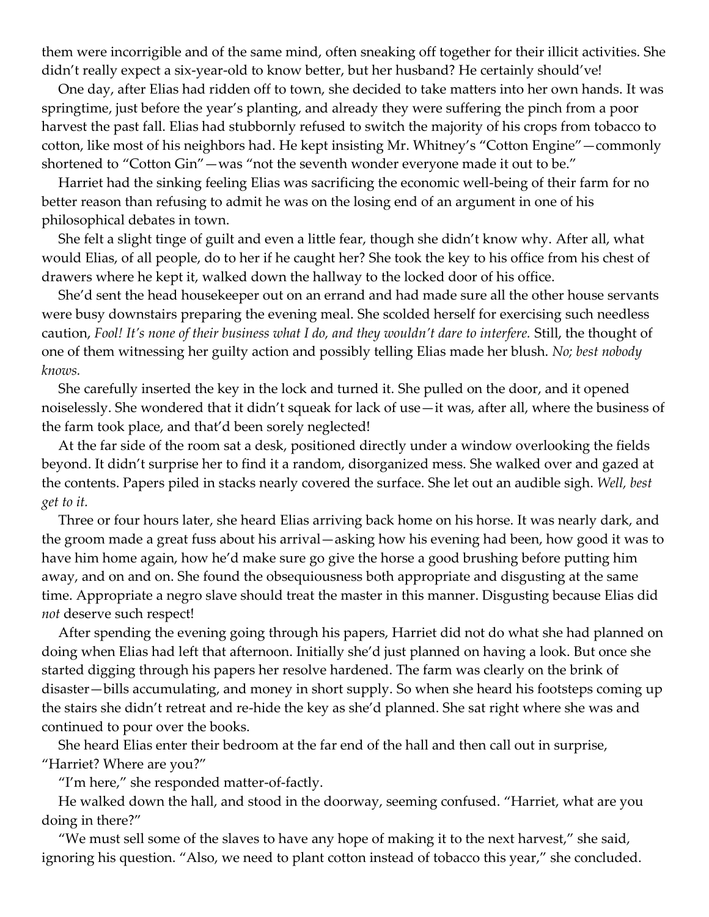them were incorrigible and of the same mind, often sneaking off together for their illicit activities. She didn't really expect a six-year-old to know better, but her husband? He certainly should've!

One day, after Elias had ridden off to town, she decided to take matters into her own hands. It was springtime, just before the year's planting, and already they were suffering the pinch from a poor harvest the past fall. Elias had stubbornly refused to switch the majority of his crops from tobacco to cotton, like most of his neighbors had. He kept insisting Mr. Whitney's "Cotton Engine"—commonly shortened to "Cotton Gin"—was "not the seventh wonder everyone made it out to be."

Harriet had the sinking feeling Elias was sacrificing the economic well-being of their farm for no better reason than refusing to admit he was on the losing end of an argument in one of his philosophical debates in town.

She felt a slight tinge of guilt and even a little fear, though she didn't know why. After all, what would Elias, of all people, do to her if he caught her? She took the key to his office from his chest of drawers where he kept it, walked down the hallway to the locked door of his office.

She'd sent the head housekeeper out on an errand and had made sure all the other house servants were busy downstairs preparing the evening meal. She scolded herself for exercising such needless caution, *Fool! It's none of their business what I do, and they wouldn't dare to interfere.* Still, the thought of one of them witnessing her guilty action and possibly telling Elias made her blush. *No; best nobody knows.*

She carefully inserted the key in the lock and turned it. She pulled on the door, and it opened noiselessly. She wondered that it didn't squeak for lack of use—it was, after all, where the business of the farm took place, and that'd been sorely neglected!

At the far side of the room sat a desk, positioned directly under a window overlooking the fields beyond. It didn't surprise her to find it a random, disorganized mess. She walked over and gazed at the contents. Papers piled in stacks nearly covered the surface. She let out an audible sigh. *Well, best get to it.*

Three or four hours later, she heard Elias arriving back home on his horse. It was nearly dark, and the groom made a great fuss about his arrival—asking how his evening had been, how good it was to have him home again, how he'd make sure go give the horse a good brushing before putting him away, and on and on. She found the obsequiousness both appropriate and disgusting at the same time. Appropriate a negro slave should treat the master in this manner. Disgusting because Elias did *not* deserve such respect!

After spending the evening going through his papers, Harriet did not do what she had planned on doing when Elias had left that afternoon. Initially she'd just planned on having a look. But once she started digging through his papers her resolve hardened. The farm was clearly on the brink of disaster—bills accumulating, and money in short supply. So when she heard his footsteps coming up the stairs she didn't retreat and re-hide the key as she'd planned. She sat right where she was and continued to pour over the books.

She heard Elias enter their bedroom at the far end of the hall and then call out in surprise, "Harriet? Where are you?"

"I'm here," she responded matter-of-factly.

He walked down the hall, and stood in the doorway, seeming confused. "Harriet, what are you doing in there?"

"We must sell some of the slaves to have any hope of making it to the next harvest," she said, ignoring his question. "Also, we need to plant cotton instead of tobacco this year," she concluded.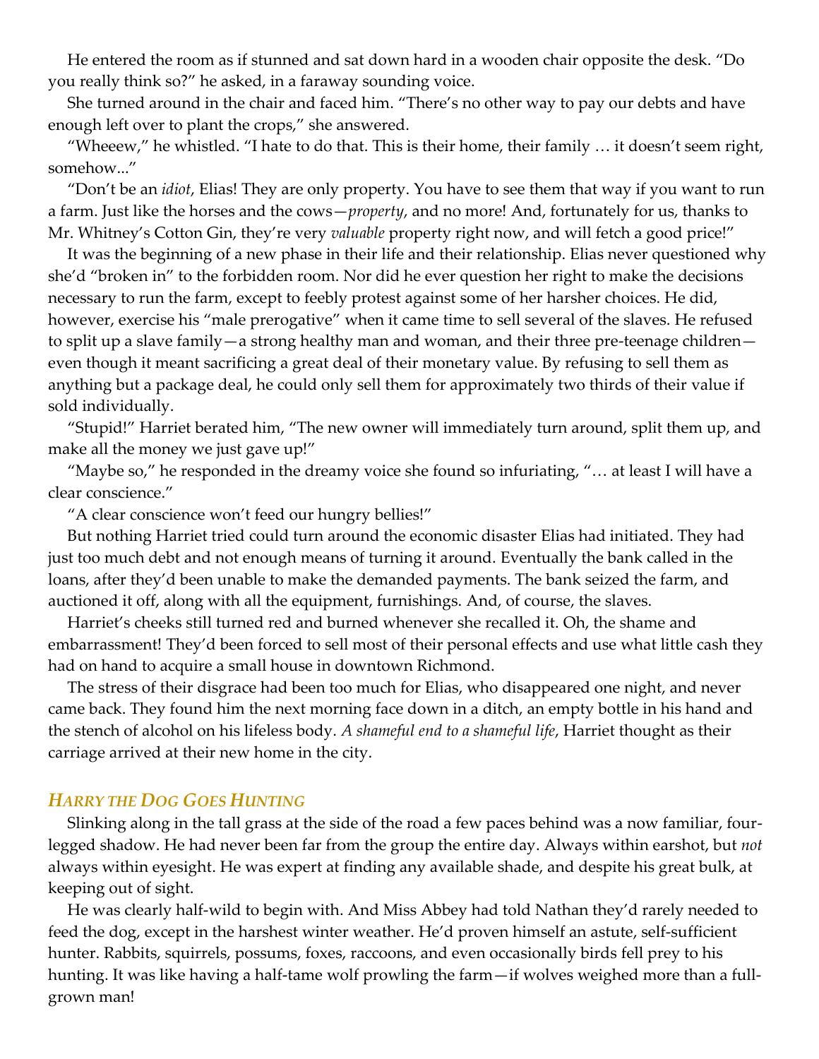He entered the room as if stunned and sat down hard in a wooden chair opposite the desk. "Do you really think so?" he asked, in a faraway sounding voice.

She turned around in the chair and faced him. "There's no other way to pay our debts and have enough left over to plant the crops," she answered.

"Wheeew," he whistled. "I hate to do that. This is their home, their family … it doesn't seem right, somehow..."

"Don't be an *idiot*, Elias! They are only property. You have to see them that way if you want to run a farm. Just like the horses and the cows—*property*, and no more! And, fortunately for us, thanks to Mr. Whitney's Cotton Gin, they're very *valuable* property right now, and will fetch a good price!"

It was the beginning of a new phase in their life and their relationship. Elias never questioned why she'd "broken in" to the forbidden room. Nor did he ever question her right to make the decisions necessary to run the farm, except to feebly protest against some of her harsher choices. He did, however, exercise his "male prerogative" when it came time to sell several of the slaves. He refused to split up a slave family—a strong healthy man and woman, and their three pre-teenage children—even though it meant sacrificing a great deal of their monetary value. By refusing to sell them as anything but a package deal, he could only sell them for approximately two thirds of their value if sold individually.

"Stupid!" Harriet berated him, "The new owner will immediately turn around, split them up, and make all the money we just gave up!"

"Maybe so," he responded in the dreamy voice she found so infuriating, "… at least I will have a clear conscience."

"A clear conscience won't feed our hungry bellies!"

But nothing Harriet tried could turn around the economic disaster Elias had initiated. They had just too much debt and not enough means of turning it around. Eventually the bank called in the loans, after they'd been unable to make the demanded payments. The bank seized the farm, and auctioned it off, along with all the equipment, furnishings. And, of course, the slaves.

Harriet's cheeks still turned red and burned whenever she recalled it. Oh, the shame and embarrassment! They'd been forced to sell most of their personal effects and use what little cash they had on hand to acquire a small house in downtown Richmond.

The stress of their disgrace had been too much for Elias, who disappeared one night, and never came back. They found him the next morning face down in a ditch, an empty bottle in his hand and the stench of alcohol on his lifeless body. *A shameful end to a shameful life*, Harriet thought as their carriage arrived at their new home in the city.

### *Harry the Dog Goes Hunting*

Slinking along in the tall grass at the side of the road a few paces behind was a now familiar, four-legged shadow. He had never been far from the group the entire day. Always within earshot, but *not* always within eyesight. He was expert at finding any available shade, and despite his great bulk, at keeping out of sight.

He was clearly half-wild to begin with. And Miss Abbey had told Nathan they'd rarely needed to feed the dog, except in the harshest winter weather. He'd proven himself an astute, self-sufficient hunter. Rabbits, squirrels, possums, foxes, raccoons, and even occasionally birds fell prey to his hunting. It was like having a half-tame wolf prowling the farm—if wolves weighed more than a full-grown man!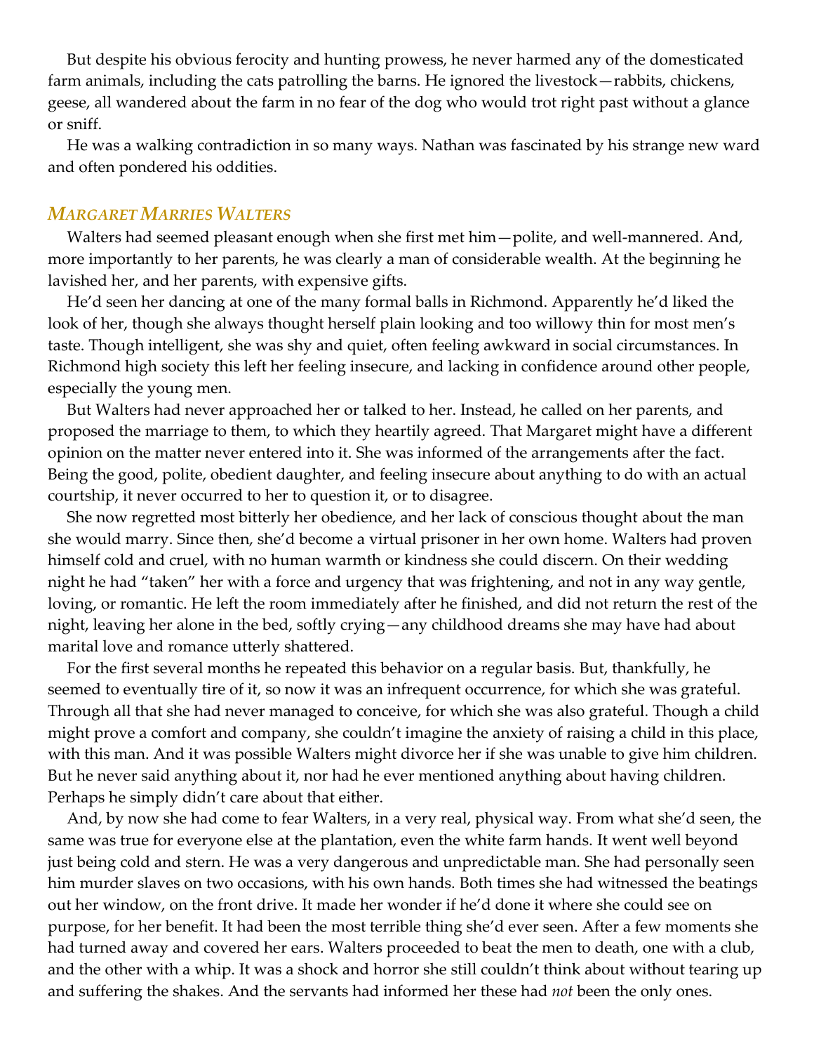But despite his obvious ferocity and hunting prowess, he never harmed any of the domesticated farm animals, including the cats patrolling the barns. He ignored the livestock—rabbits, chickens, geese, all wandered about the farm in no fear of the dog who would trot right past without a glance or sniff.

He was a walking contradiction in so many ways. Nathan was fascinated by his strange new ward and often pondered his oddities.

### *Margaret Marries Walters*

Walters had seemed pleasant enough when she first met him—polite, and well-mannered. And, more importantly to her parents, he was clearly a man of considerable wealth. At the beginning he lavished her, and her parents, with expensive gifts.

He'd seen her dancing at one of the many formal balls in Richmond. Apparently he'd liked the look of her, though she always thought herself plain looking and too willowy thin for most men's taste. Though intelligent, she was shy and quiet, often feeling awkward in social circumstances. In Richmond high society this left her feeling insecure, and lacking in confidence around other people, especially the young men.

But Walters had never approached her or talked to her. Instead, he called on her parents, and proposed the marriage to them, to which they heartily agreed. That Margaret might have a different opinion on the matter never entered into it. She was informed of the arrangements after the fact. Being the good, polite, obedient daughter, and feeling insecure about anything to do with an actual courtship, it never occurred to her to question it, or to disagree.

She now regretted most bitterly her obedience, and her lack of conscious thought about the man she would marry. Since then, she'd become a virtual prisoner in her own home. Walters had proven himself cold and cruel, with no human warmth or kindness she could discern. On their wedding night he had "taken" her with a force and urgency that was frightening, and not in any way gentle, loving, or romantic. He left the room immediately after he finished, and did not return the rest of the night, leaving her alone in the bed, softly crying—any childhood dreams she may have had about marital love and romance utterly shattered.

For the first several months he repeated this behavior on a regular basis. But, thankfully, he seemed to eventually tire of it, so now it was an infrequent occurrence, for which she was grateful. Through all that she had never managed to conceive, for which she was also grateful. Though a child might prove a comfort and company, she couldn't imagine the anxiety of raising a child in this place, with this man. And it was possible Walters might divorce her if she was unable to give him children. But he never said anything about it, nor had he ever mentioned anything about having children. Perhaps he simply didn't care about that either.

And, by now she had come to fear Walters, in a very real, physical way. From what she'd seen, the same was true for everyone else at the plantation, even the white farm hands. It went well beyond just being cold and stern. He was a very dangerous and unpredictable man. She had personally seen him murder slaves on two occasions, with his own hands. Both times she had witnessed the beatings out her window, on the front drive. It made her wonder if he'd done it where she could see on purpose, for her benefit. It had been the most terrible thing she'd ever seen. After a few moments she had turned away and covered her ears. Walters proceeded to beat the men to death, one with a club, and the other with a whip. It was a shock and horror she still couldn't think about without tearing up and suffering the shakes. And the servants had informed her these had *not* been the only ones.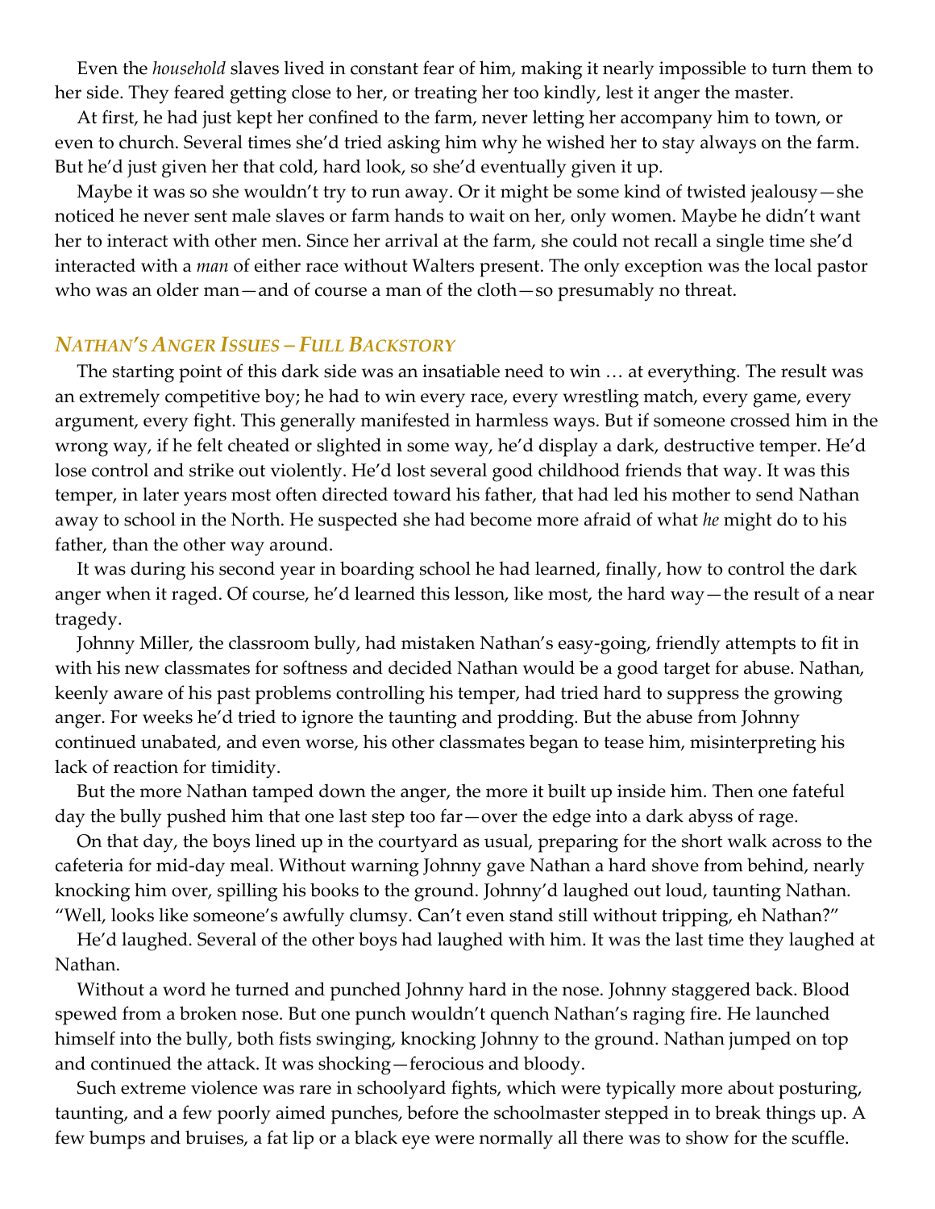Even the *household* slaves lived in constant fear of him, making it nearly impossible to turn them to her side. They feared getting close to her, or treating her too kindly, lest it anger the master.

At first, he had just kept her confined to the farm, never letting her accompany him to town, or even to church. Several times she'd tried asking him why he wished her to stay always on the farm. But he'd just given her that cold, hard look, so she'd eventually given it up.

Maybe it was so she wouldn't try to run away. Or it might be some kind of twisted jealousy—she noticed he never sent male slaves or farm hands to wait on her, only women. Maybe he didn't want her to interact with other men. Since her arrival at the farm, she could not recall a single time she'd interacted with a *man* of either race without Walters present. The only exception was the local pastor who was an older man—and of course a man of the cloth—so presumably no threat.

### *Nathan's Anger Issues – Full Backstory*

The starting point of this dark side was an insatiable need to win … at everything. The result was an extremely competitive boy; he had to win every race, every wrestling match, every game, every argument, every fight. This generally manifested in harmless ways. But if someone crossed him in the wrong way, if he felt cheated or slighted in some way, he'd display a dark, destructive temper. He'd lose control and strike out violently. He'd lost several good childhood friends that way. It was this temper, in later years most often directed toward his father, that had led his mother to send Nathan away to school in the North. He suspected she had become more afraid of what *he* might do to his father, than the other way around.

It was during his second year in boarding school he had learned, finally, how to control the dark anger when it raged. Of course, he'd learned this lesson, like most, the hard way—the result of a near tragedy.

Johnny Miller, the classroom bully, had mistaken Nathan's easy-going, friendly attempts to fit in with his new classmates for softness and decided Nathan would be a good target for abuse. Nathan, keenly aware of his past problems controlling his temper, had tried hard to suppress the growing anger. For weeks he'd tried to ignore the taunting and prodding. But the abuse from Johnny continued unabated, and even worse, his other classmates began to tease him, misinterpreting his lack of reaction for timidity.

But the more Nathan tamped down the anger, the more it built up inside him. Then one fateful day the bully pushed him that one last step too far—over the edge into a dark abyss of rage.

On that day, the boys lined up in the courtyard as usual, preparing for the short walk across to the cafeteria for mid-day meal. Without warning Johnny gave Nathan a hard shove from behind, nearly knocking him over, spilling his books to the ground. Johnny'd laughed out loud, taunting Nathan. "Well, looks like someone's awfully clumsy. Can't even stand still without tripping, eh Nathan?"

He'd laughed. Several of the other boys had laughed with him. It was the last time they laughed at Nathan.

Without a word he turned and punched Johnny hard in the nose. Johnny staggered back. Blood spewed from a broken nose. But one punch wouldn't quench Nathan's raging fire. He launched himself into the bully, both fists swinging, knocking Johnny to the ground. Nathan jumped on top and continued the attack. It was shocking—ferocious and bloody.

Such extreme violence was rare in schoolyard fights, which were typically more about posturing, taunting, and a few poorly aimed punches, before the schoolmaster stepped in to break things up. A few bumps and bruises, a fat lip or a black eye were normally all there was to show for the scuffle.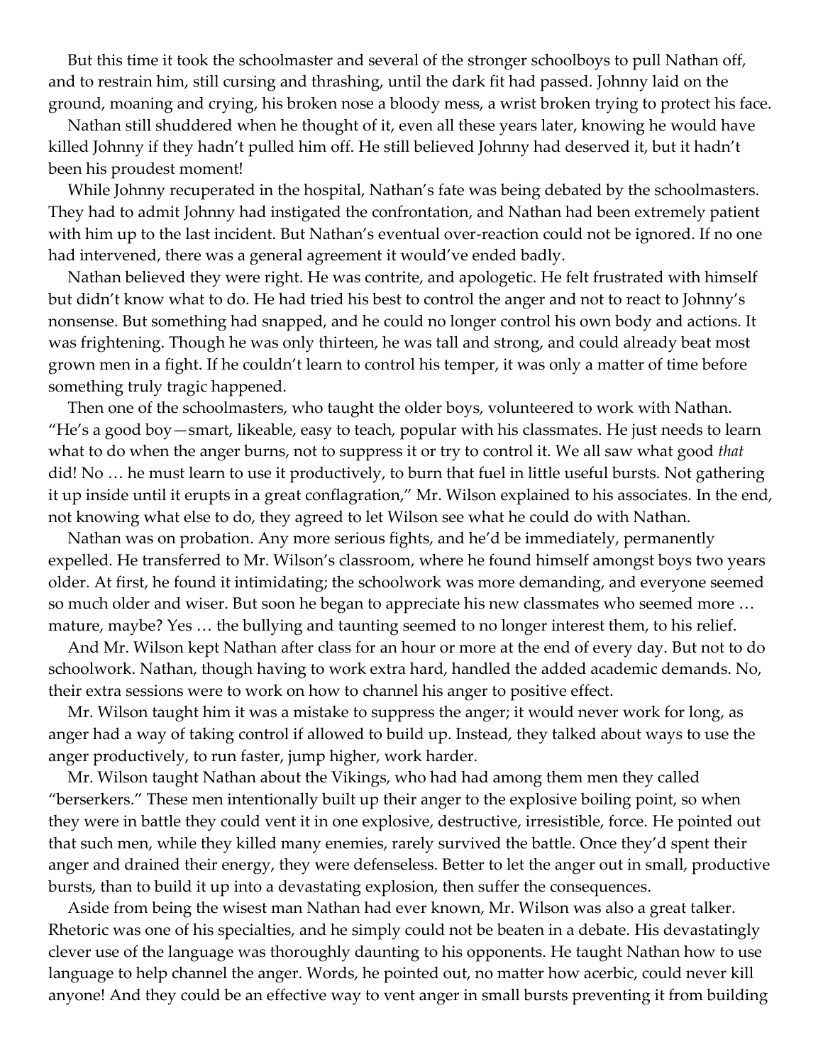But this time it took the schoolmaster and several of the stronger schoolboys to pull Nathan off, and to restrain him, still cursing and thrashing, until the dark fit had passed. Johnny laid on the ground, moaning and crying, his broken nose a bloody mess, a wrist broken trying to protect his face.

Nathan still shuddered when he thought of it, even all these years later, knowing he would have killed Johnny if they hadn't pulled him off. He still believed Johnny had deserved it, but it hadn't been his proudest moment!

While Johnny recuperated in the hospital, Nathan's fate was being debated by the schoolmasters. They had to admit Johnny had instigated the confrontation, and Nathan had been extremely patient with him up to the last incident. But Nathan's eventual over-reaction could not be ignored. If no one had intervened, there was a general agreement it would've ended badly.

Nathan believed they were right. He was contrite, and apologetic. He felt frustrated with himself but didn't know what to do. He had tried his best to control the anger and not to react to Johnny's nonsense. But something had snapped, and he could no longer control his own body and actions. It was frightening. Though he was only thirteen, he was tall and strong, and could already beat most grown men in a fight. If he couldn't learn to control his temper, it was only a matter of time before something truly tragic happened.

Then one of the schoolmasters, who taught the older boys, volunteered to work with Nathan. "He's a good boy—smart, likeable, easy to teach, popular with his classmates. He just needs to learn what to do when the anger burns, not to suppress it or try to control it. We all saw what good *that* did! No … he must learn to use it productively, to burn that fuel in little useful bursts. Not gathering it up inside until it erupts in a great conflagration," Mr. Wilson explained to his associates. In the end, not knowing what else to do, they agreed to let Wilson see what he could do with Nathan.

Nathan was on probation. Any more serious fights, and he'd be immediately, permanently expelled. He transferred to Mr. Wilson's classroom, where he found himself amongst boys two years older. At first, he found it intimidating; the schoolwork was more demanding, and everyone seemed so much older and wiser. But soon he began to appreciate his new classmates who seemed more … mature, maybe? Yes … the bullying and taunting seemed to no longer interest them, to his relief.

And Mr. Wilson kept Nathan after class for an hour or more at the end of every day. But not to do schoolwork. Nathan, though having to work extra hard, handled the added academic demands. No, their extra sessions were to work on how to channel his anger to positive effect.

Mr. Wilson taught him it was a mistake to suppress the anger; it would never work for long, as anger had a way of taking control if allowed to build up. Instead, they talked about ways to use the anger productively, to run faster, jump higher, work harder.

Mr. Wilson taught Nathan about the Vikings, who had had among them men they called "berserkers." These men intentionally built up their anger to the explosive boiling point, so when they were in battle they could vent it in one explosive, destructive, irresistible, force. He pointed out that such men, while they killed many enemies, rarely survived the battle. Once they'd spent their anger and drained their energy, they were defenseless. Better to let the anger out in small, productive bursts, than to build it up into a devastating explosion, then suffer the consequences.

Aside from being the wisest man Nathan had ever known, Mr. Wilson was also a great talker. Rhetoric was one of his specialties, and he simply could not be beaten in a debate. His devastatingly clever use of the language was thoroughly daunting to his opponents. He taught Nathan how to use language to help channel the anger. Words, he pointed out, no matter how acerbic, could never kill anyone! And they could be an effective way to vent anger in small bursts preventing it from building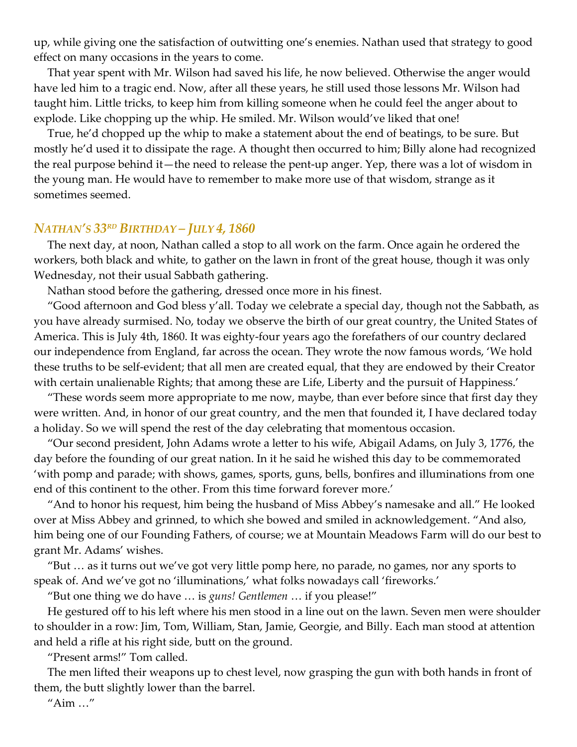up, while giving one the satisfaction of outwitting one's enemies. Nathan used that strategy to good effect on many occasions in the years to come.

That year spent with Mr. Wilson had saved his life, he now believed. Otherwise the anger would have led him to a tragic end. Now, after all these years, he still used those lessons Mr. Wilson had taught him. Little tricks, to keep him from killing someone when he could feel the anger about to explode. Like chopping up the whip. He smiled. Mr. Wilson would've liked that one!

True, he'd chopped up the whip to make a statement about the end of beatings, to be sure. But mostly he'd used it to dissipate the rage. A thought then occurred to him; Billy alone had recognized the real purpose behind it—the need to release the pent-up anger. Yep, there was a lot of wisdom in the young man. He would have to remember to make more use of that wisdom, strange as it sometimes seemed.

### *Nathan's 33rd Birthday – July 4, 1860*

The next day, at noon, Nathan called a stop to all work on the farm. Once again he ordered the workers, both black and white, to gather on the lawn in front of the great house, though it was only Wednesday, not their usual Sabbath gathering.

Nathan stood before the gathering, dressed once more in his finest.

"Good afternoon and God bless y'all. Today we celebrate a special day, though not the Sabbath, as you have already surmised. No, today we observe the birth of our great country, the United States of America. This is July 4th, 1860. It was eighty-four years ago the forefathers of our country declared our independence from England, far across the ocean. They wrote the now famous words, 'We hold these truths to be self-evident; that all men are created equal, that they are endowed by their Creator with certain unalienable Rights; that among these are Life, Liberty and the pursuit of Happiness.'

"These words seem more appropriate to me now, maybe, than ever before since that first day they were written. And, in honor of our great country, and the men that founded it, I have declared today a holiday. So we will spend the rest of the day celebrating that momentous occasion.

"Our second president, John Adams wrote a letter to his wife, Abigail Adams, on July 3, 1776, the day before the founding of our great nation. In it he said he wished this day to be commemorated 'with pomp and parade; with shows, games, sports, guns, bells, bonfires and illuminations from one end of this continent to the other. From this time forward forever more.'

"And to honor his request, him being the husband of Miss Abbey's namesake and all." He looked over at Miss Abbey and grinned, to which she bowed and smiled in acknowledgement. "And also, him being one of our Founding Fathers, of course; we at Mountain Meadows Farm will do our best to grant Mr. Adams' wishes.

"But … as it turns out we've got very little pomp here, no parade, no games, nor any sports to speak of. And we've got no 'illuminations,' what folks nowadays call 'fireworks.'

"But one thing we do have … is *guns! Gentlemen* … if you please!"

He gestured off to his left where his men stood in a line out on the lawn. Seven men were shoulder to shoulder in a row: Jim, Tom, William, Stan, Jamie, Georgie, and Billy. Each man stood at attention and held a rifle at his right side, butt on the ground.

"Present arms!" Tom called.

The men lifted their weapons up to chest level, now grasping the gun with both hands in front of them, the butt slightly lower than the barrel.

"Aim …"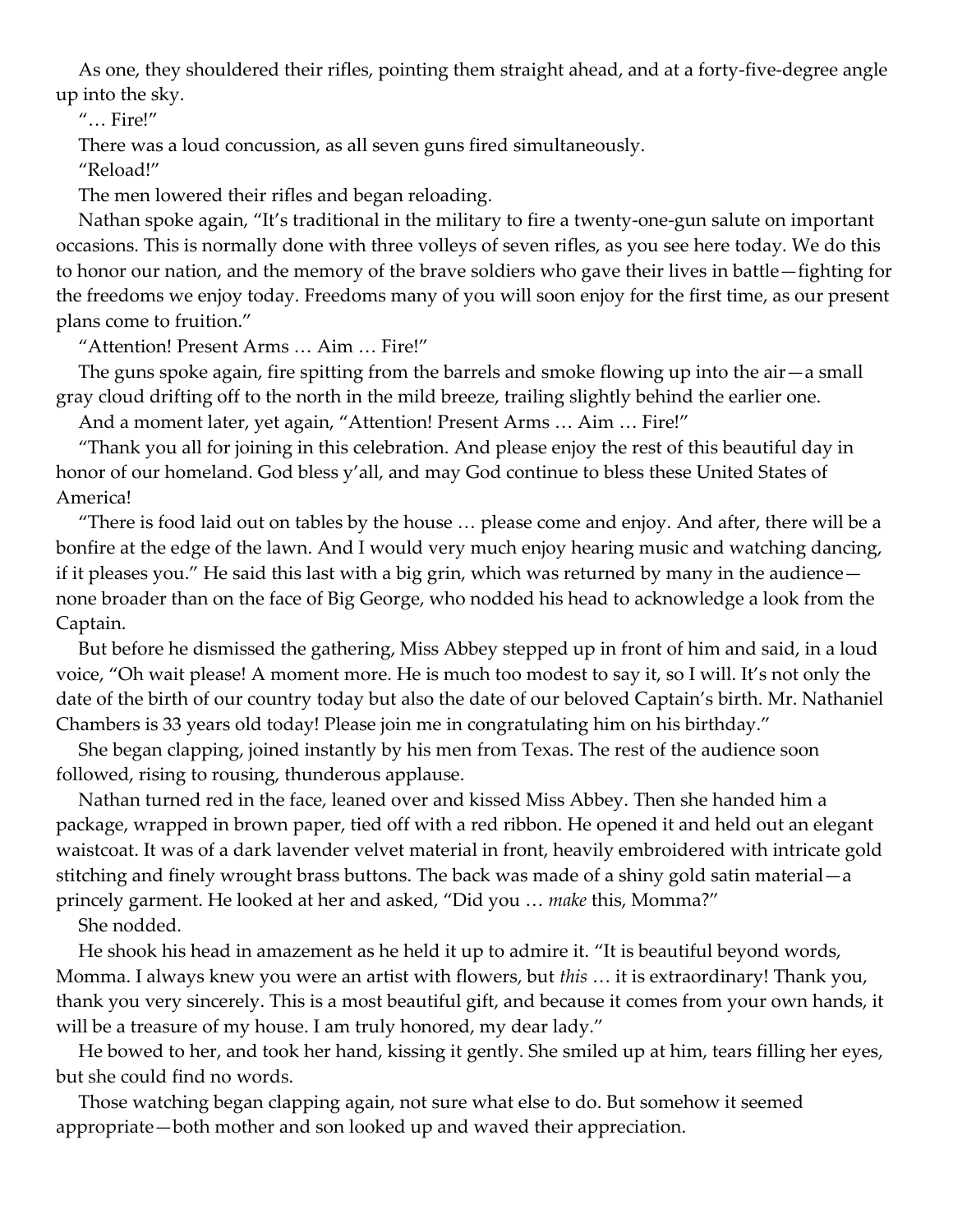As one, they shouldered their rifles, pointing them straight ahead, and at a forty-five-degree angle up into the sky.

"… Fire!"

There was a loud concussion, as all seven guns fired simultaneously.

"Reload!"

The men lowered their rifles and began reloading.

Nathan spoke again, "It's traditional in the military to fire a twenty-one-gun salute on important occasions. This is normally done with three volleys of seven rifles, as you see here today. We do this to honor our nation, and the memory of the brave soldiers who gave their lives in battle—fighting for the freedoms we enjoy today. Freedoms many of you will soon enjoy for the first time, as our present plans come to fruition."

"Attention! Present Arms … Aim … Fire!"

The guns spoke again, fire spitting from the barrels and smoke flowing up into the air—a small gray cloud drifting off to the north in the mild breeze, trailing slightly behind the earlier one.

And a moment later, yet again, "Attention! Present Arms … Aim … Fire!"

"Thank you all for joining in this celebration. And please enjoy the rest of this beautiful day in honor of our homeland. God bless y'all, and may God continue to bless these United States of America!

"There is food laid out on tables by the house … please come and enjoy. And after, there will be a bonfire at the edge of the lawn. And I would very much enjoy hearing music and watching dancing, if it pleases you." He said this last with a big grin, which was returned by many in the audience—none broader than on the face of Big George, who nodded his head to acknowledge a look from the Captain.

But before he dismissed the gathering, Miss Abbey stepped up in front of him and said, in a loud voice, "Oh wait please! A moment more. He is much too modest to say it, so I will. It's not only the date of the birth of our country today but also the date of our beloved Captain's birth. Mr. Nathaniel Chambers is 33 years old today! Please join me in congratulating him on his birthday."

She began clapping, joined instantly by his men from Texas. The rest of the audience soon followed, rising to rousing, thunderous applause.

Nathan turned red in the face, leaned over and kissed Miss Abbey. Then she handed him a package, wrapped in brown paper, tied off with a red ribbon. He opened it and held out an elegant waistcoat. It was of a dark lavender velvet material in front, heavily embroidered with intricate gold stitching and finely wrought brass buttons. The back was made of a shiny gold satin material—a princely garment. He looked at her and asked, "Did you … *make* this, Momma?"

She nodded.

He shook his head in amazement as he held it up to admire it. "It is beautiful beyond words, Momma. I always knew you were an artist with flowers, but *this* … it is extraordinary! Thank you, thank you very sincerely. This is a most beautiful gift, and because it comes from your own hands, it will be a treasure of my house. I am truly honored, my dear lady."

He bowed to her, and took her hand, kissing it gently. She smiled up at him, tears filling her eyes, but she could find no words.

Those watching began clapping again, not sure what else to do. But somehow it seemed appropriate—both mother and son looked up and waved their appreciation.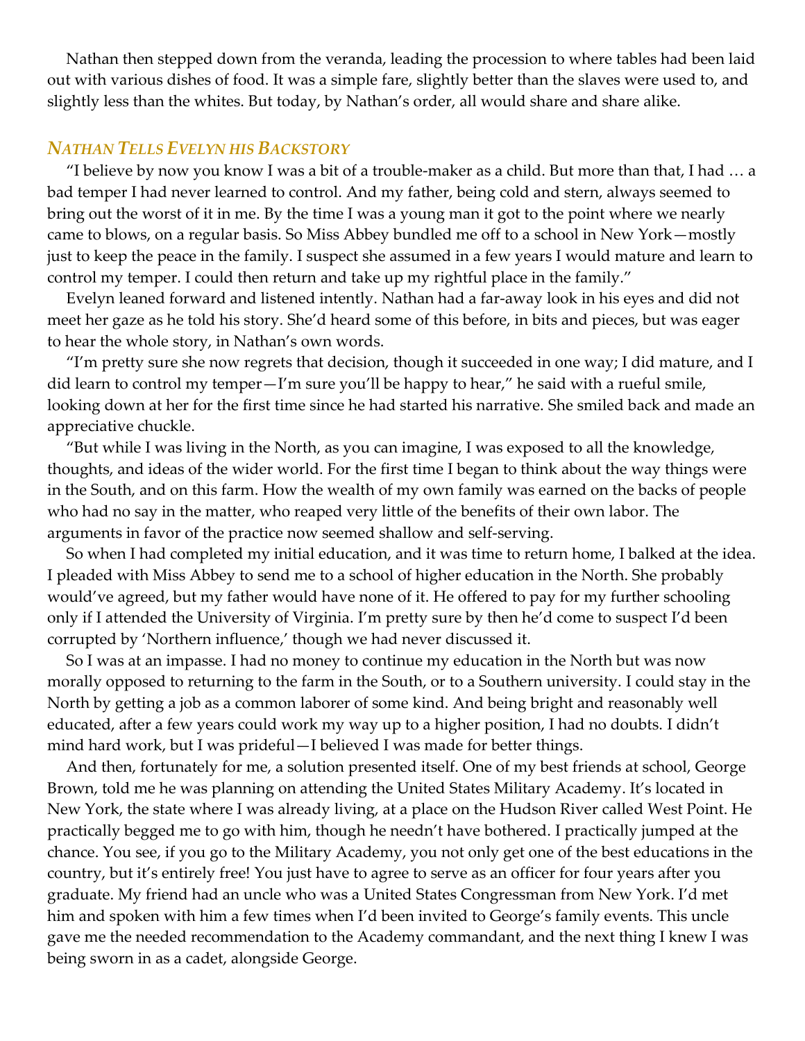Nathan then stepped down from the veranda, leading the procession to where tables had been laid out with various dishes of food. It was a simple fare, slightly better than the slaves were used to, and slightly less than the whites. But today, by Nathan's order, all would share and share alike.

### *Nathan Tells Evelyn his Backstory*

"I believe by now you know I was a bit of a trouble-maker as a child. But more than that, I had … a bad temper I had never learned to control. And my father, being cold and stern, always seemed to bring out the worst of it in me. By the time I was a young man it got to the point where we nearly came to blows, on a regular basis. So Miss Abbey bundled me off to a school in New York—mostly just to keep the peace in the family. I suspect she assumed in a few years I would mature and learn to control my temper. I could then return and take up my rightful place in the family."

Evelyn leaned forward and listened intently. Nathan had a far-away look in his eyes and did not meet her gaze as he told his story. She'd heard some of this before, in bits and pieces, but was eager to hear the whole story, in Nathan's own words.

"I'm pretty sure she now regrets that decision, though it succeeded in one way; I did mature, and I did learn to control my temper—I'm sure you'll be happy to hear," he said with a rueful smile, looking down at her for the first time since he had started his narrative. She smiled back and made an appreciative chuckle.

"But while I was living in the North, as you can imagine, I was exposed to all the knowledge, thoughts, and ideas of the wider world. For the first time I began to think about the way things were in the South, and on this farm. How the wealth of my own family was earned on the backs of people who had no say in the matter, who reaped very little of the benefits of their own labor. The arguments in favor of the practice now seemed shallow and self-serving.

So when I had completed my initial education, and it was time to return home, I balked at the idea. I pleaded with Miss Abbey to send me to a school of higher education in the North. She probably would've agreed, but my father would have none of it. He offered to pay for my further schooling only if I attended the University of Virginia. I'm pretty sure by then he'd come to suspect I'd been corrupted by 'Northern influence,' though we had never discussed it.

So I was at an impasse. I had no money to continue my education in the North but was now morally opposed to returning to the farm in the South, or to a Southern university. I could stay in the North by getting a job as a common laborer of some kind. And being bright and reasonably well educated, after a few years could work my way up to a higher position, I had no doubts. I didn't mind hard work, but I was prideful—I believed I was made for better things.

And then, fortunately for me, a solution presented itself. One of my best friends at school, George Brown, told me he was planning on attending the United States Military Academy. It's located in New York, the state where I was already living, at a place on the Hudson River called West Point. He practically begged me to go with him, though he needn't have bothered. I practically jumped at the chance. You see, if you go to the Military Academy, you not only get one of the best educations in the country, but it's entirely free! You just have to agree to serve as an officer for four years after you graduate. My friend had an uncle who was a United States Congressman from New York. I'd met him and spoken with him a few times when I'd been invited to George's family events. This uncle gave me the needed recommendation to the Academy commandant, and the next thing I knew I was being sworn in as a cadet, alongside George.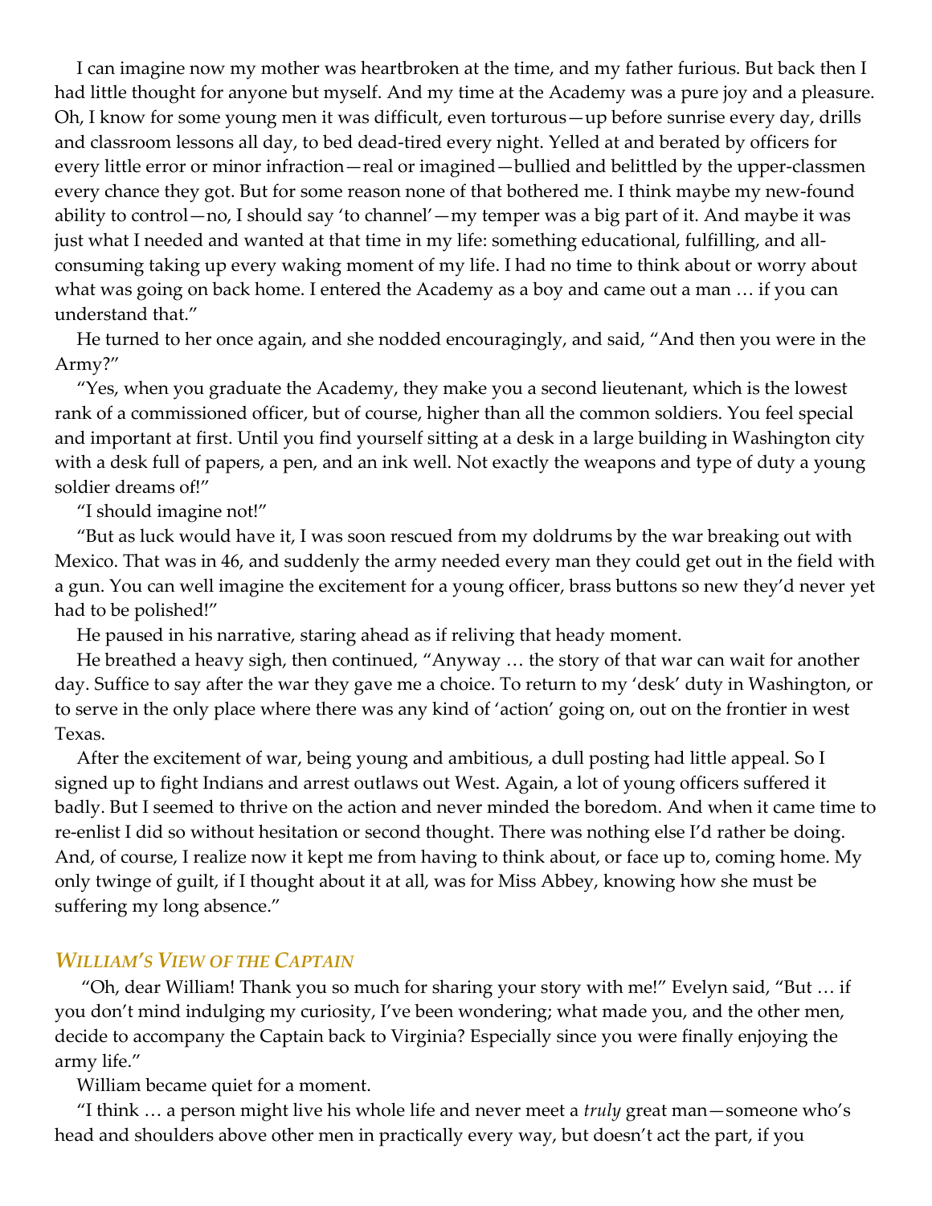I can imagine now my mother was heartbroken at the time, and my father furious. But back then I had little thought for anyone but myself. And my time at the Academy was a pure joy and a pleasure. Oh, I know for some young men it was difficult, even torturous—up before sunrise every day, drills and classroom lessons all day, to bed dead-tired every night. Yelled at and berated by officers for every little error or minor infraction—real or imagined—bullied and belittled by the upper-classmen every chance they got. But for some reason none of that bothered me. I think maybe my new-found ability to control—no, I should say 'to channel'—my temper was a big part of it. And maybe it was just what I needed and wanted at that time in my life: something educational, fulfilling, and all-consuming taking up every waking moment of my life. I had no time to think about or worry about what was going on back home. I entered the Academy as a boy and came out a man … if you can understand that."

He turned to her once again, and she nodded encouragingly, and said, "And then you were in the Army?"

"Yes, when you graduate the Academy, they make you a second lieutenant, which is the lowest rank of a commissioned officer, but of course, higher than all the common soldiers. You feel special and important at first. Until you find yourself sitting at a desk in a large building in Washington city with a desk full of papers, a pen, and an ink well. Not exactly the weapons and type of duty a young soldier dreams of!"

"I should imagine not!"

"But as luck would have it, I was soon rescued from my doldrums by the war breaking out with Mexico. That was in 46, and suddenly the army needed every man they could get out in the field with a gun. You can well imagine the excitement for a young officer, brass buttons so new they'd never yet had to be polished!"

He paused in his narrative, staring ahead as if reliving that heady moment.

He breathed a heavy sigh, then continued, "Anyway … the story of that war can wait for another day. Suffice to say after the war they gave me a choice. To return to my 'desk' duty in Washington, or to serve in the only place where there was any kind of 'action' going on, out on the frontier in west Texas.

After the excitement of war, being young and ambitious, a dull posting had little appeal. So I signed up to fight Indians and arrest outlaws out West. Again, a lot of young officers suffered it badly. But I seemed to thrive on the action and never minded the boredom. And when it came time to re-enlist I did so without hesitation or second thought. There was nothing else I'd rather be doing. And, of course, I realize now it kept me from having to think about, or face up to, coming home. My only twinge of guilt, if I thought about it at all, was for Miss Abbey, knowing how she must be suffering my long absence."

### *William's View of the Captain*

"Oh, dear William! Thank you so much for sharing your story with me!" Evelyn said, "But … if you don't mind indulging my curiosity, I've been wondering; what made you, and the other men, decide to accompany the Captain back to Virginia? Especially since you were finally enjoying the army life."

William became quiet for a moment.

"I think … a person might live his whole life and never meet a *truly* great man—someone who's head and shoulders above other men in practically every way, but doesn't act the part, if you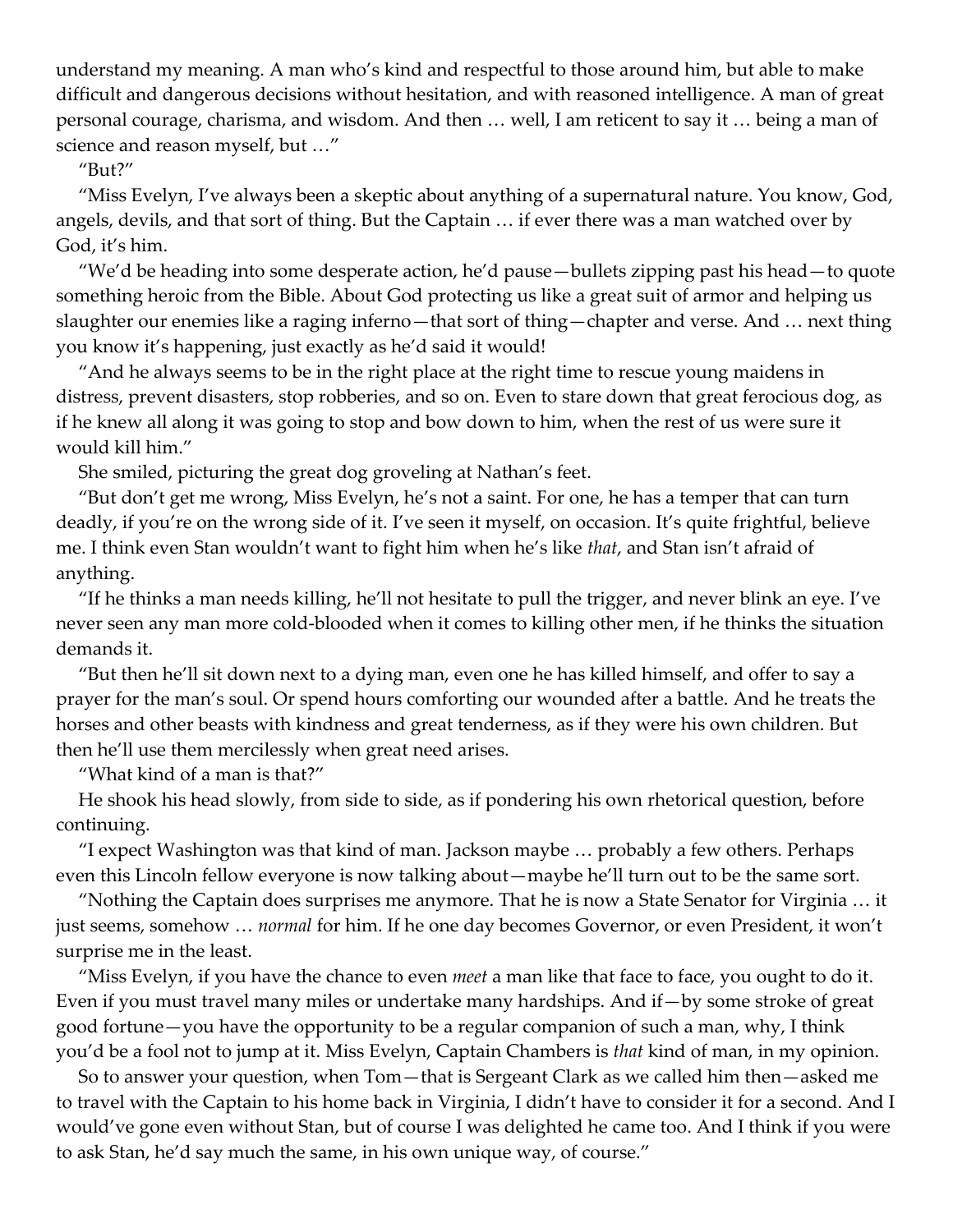understand my meaning. A man who's kind and respectful to those around him, but able to make difficult and dangerous decisions without hesitation, and with reasoned intelligence. A man of great personal courage, charisma, and wisdom. And then … well, I am reticent to say it … being a man of science and reason myself, but …"

"But?"

"Miss Evelyn, I've always been a skeptic about anything of a supernatural nature. You know, God, angels, devils, and that sort of thing. But the Captain … if ever there was a man watched over by God, it's him.

"We'd be heading into some desperate action, he'd pause—bullets zipping past his head—to quote something heroic from the Bible. About God protecting us like a great suit of armor and helping us slaughter our enemies like a raging inferno—that sort of thing—chapter and verse. And … next thing you know it's happening, just exactly as he'd said it would!

"And he always seems to be in the right place at the right time to rescue young maidens in distress, prevent disasters, stop robberies, and so on. Even to stare down that great ferocious dog, as if he knew all along it was going to stop and bow down to him, when the rest of us were sure it would kill him."

She smiled, picturing the great dog groveling at Nathan's feet.

"But don't get me wrong, Miss Evelyn, he's not a saint. For one, he has a temper that can turn deadly, if you're on the wrong side of it. I've seen it myself, on occasion. It's quite frightful, believe me. I think even Stan wouldn't want to fight him when he's like *that*, and Stan isn't afraid of anything.

"If he thinks a man needs killing, he'll not hesitate to pull the trigger, and never blink an eye. I've never seen any man more cold-blooded when it comes to killing other men, if he thinks the situation demands it.

"But then he'll sit down next to a dying man, even one he has killed himself, and offer to say a prayer for the man's soul. Or spend hours comforting our wounded after a battle. And he treats the horses and other beasts with kindness and great tenderness, as if they were his own children. But then he'll use them mercilessly when great need arises.

"What kind of a man is that?"

He shook his head slowly, from side to side, as if pondering his own rhetorical question, before continuing.

"I expect Washington was that kind of man. Jackson maybe … probably a few others. Perhaps even this Lincoln fellow everyone is now talking about—maybe he'll turn out to be the same sort.

"Nothing the Captain does surprises me anymore. That he is now a State Senator for Virginia … it just seems, somehow … *normal* for him. If he one day becomes Governor, or even President, it won't surprise me in the least.

"Miss Evelyn, if you have the chance to even *meet* a man like that face to face, you ought to do it. Even if you must travel many miles or undertake many hardships. And if—by some stroke of great good fortune—you have the opportunity to be a regular companion of such a man, why, I think you'd be a fool not to jump at it. Miss Evelyn, Captain Chambers is *that* kind of man, in my opinion.

So to answer your question, when Tom—that is Sergeant Clark as we called him then—asked me to travel with the Captain to his home back in Virginia, I didn't have to consider it for a second. And I would've gone even without Stan, but of course I was delighted he came too. And I think if you were to ask Stan, he'd say much the same, in his own unique way, of course."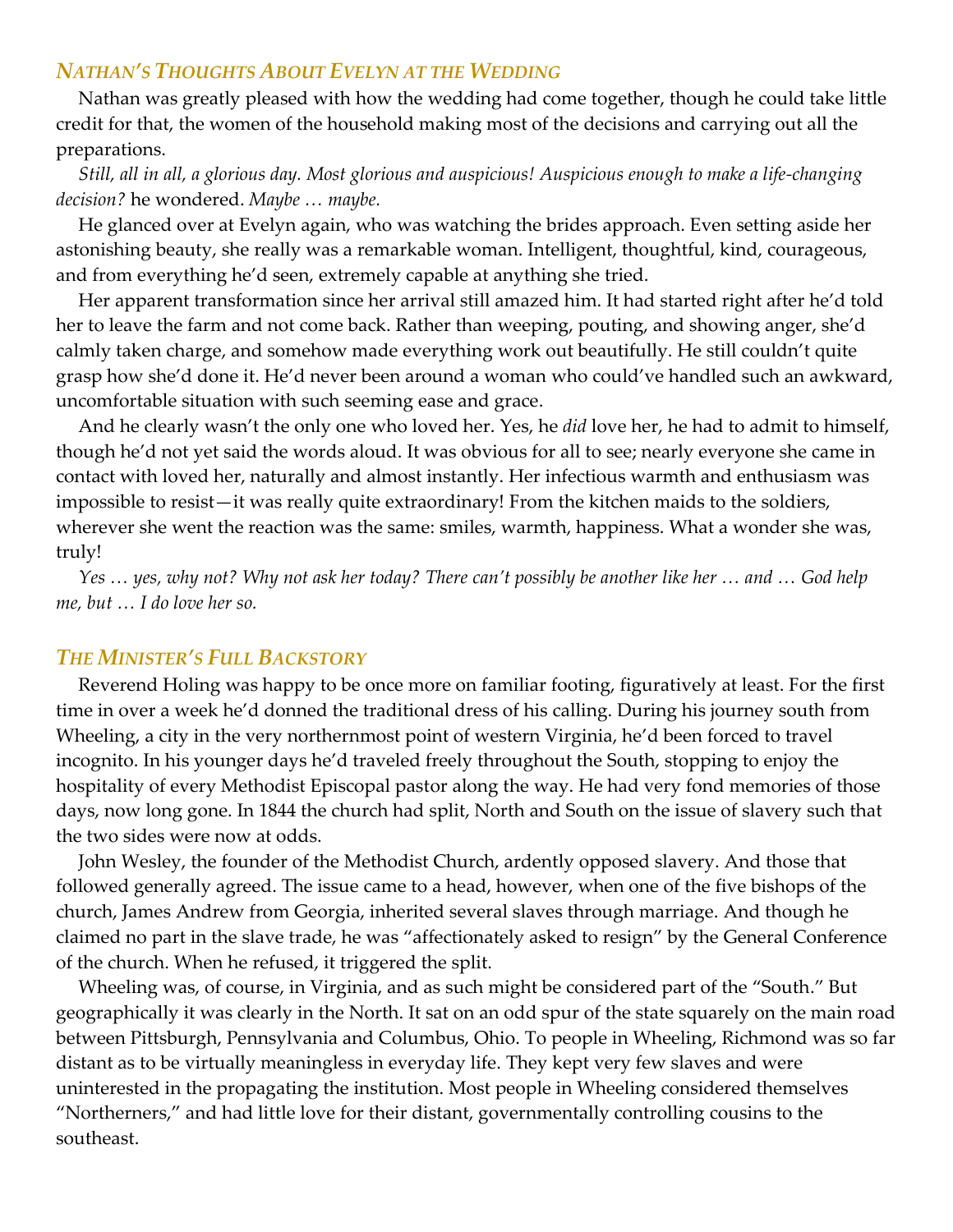## *NATHAN'S THOUGHTS ABOUT EVELYN AT THE WEDDING*

Nathan was greatly pleased with how the wedding had come together, though he could take little credit for that, the women of the household making most of the decisions and carrying out all the preparations.

*Still, all in all, a glorious day. Most glorious and auspicious! Auspicious enough to make a life-changing decision?* he wondered. *Maybe … maybe.*

He glanced over at Evelyn again, who was watching the brides approach. Even setting aside her astonishing beauty, she really was a remarkable woman. Intelligent, thoughtful, kind, courageous, and from everything he'd seen, extremely capable at anything she tried.

Her apparent transformation since her arrival still amazed him. It had started right after he'd told her to leave the farm and not come back. Rather than weeping, pouting, and showing anger, she'd calmly taken charge, and somehow made everything work out beautifully. He still couldn't quite grasp how she'd done it. He'd never been around a woman who could've handled such an awkward, uncomfortable situation with such seeming ease and grace.

And he clearly wasn't the only one who loved her. Yes, he *did* love her, he had to admit to himself, though he'd not yet said the words aloud. It was obvious for all to see; nearly everyone she came in contact with loved her, naturally and almost instantly. Her infectious warmth and enthusiasm was impossible to resist—it was really quite extraordinary! From the kitchen maids to the soldiers, wherever she went the reaction was the same: smiles, warmth, happiness. What a wonder she was, truly!

*Yes … yes, why not? Why not ask her today? There can't possibly be another like her … and … God help me, but … I do love her so.*

## *THE MINISTER'S FULL BACKSTORY*

Reverend Holing was happy to be once more on familiar footing, figuratively at least. For the first time in over a week he'd donned the traditional dress of his calling. During his journey south from Wheeling, a city in the very northernmost point of western Virginia, he'd been forced to travel incognito. In his younger days he'd traveled freely throughout the South, stopping to enjoy the hospitality of every Methodist Episcopal pastor along the way. He had very fond memories of those days, now long gone. In 1844 the church had split, North and South on the issue of slavery such that the two sides were now at odds.

John Wesley, the founder of the Methodist Church, ardently opposed slavery. And those that followed generally agreed. The issue came to a head, however, when one of the five bishops of the church, James Andrew from Georgia, inherited several slaves through marriage. And though he claimed no part in the slave trade, he was "affectionately asked to resign" by the General Conference of the church. When he refused, it triggered the split.

Wheeling was, of course, in Virginia, and as such might be considered part of the "South." But geographically it was clearly in the North. It sat on an odd spur of the state squarely on the main road between Pittsburgh, Pennsylvania and Columbus, Ohio. To people in Wheeling, Richmond was so far distant as to be virtually meaningless in everyday life. They kept very few slaves and were uninterested in the propagating the institution. Most people in Wheeling considered themselves "Northerners," and had little love for their distant, governmentally controlling cousins to the southeast.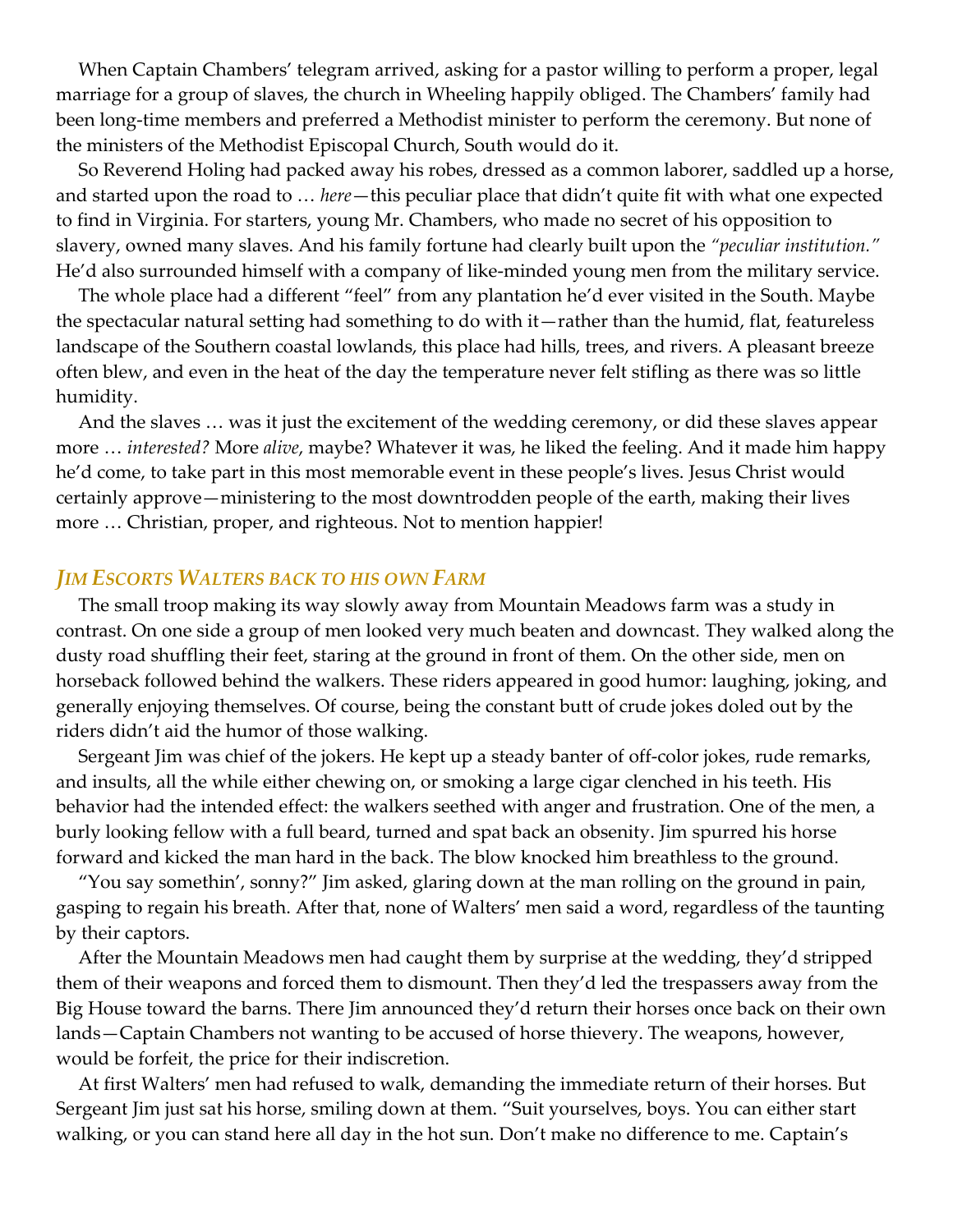When Captain Chambers' telegram arrived, asking for a pastor willing to perform a proper, legal marriage for a group of slaves, the church in Wheeling happily obliged. The Chambers' family had been long-time members and preferred a Methodist minister to perform the ceremony. But none of the ministers of the Methodist Episcopal Church, South would do it.

So Reverend Holing had packed away his robes, dressed as a common laborer, saddled up a horse, and started upon the road to … *here*—this peculiar place that didn't quite fit with what one expected to find in Virginia. For starters, young Mr. Chambers, who made no secret of his opposition to slavery, owned many slaves. And his family fortune had clearly built upon the *"peculiar institution."* He'd also surrounded himself with a company of like-minded young men from the military service.

The whole place had a different "feel" from any plantation he'd ever visited in the South. Maybe the spectacular natural setting had something to do with it—rather than the humid, flat, featureless landscape of the Southern coastal lowlands, this place had hills, trees, and rivers. A pleasant breeze often blew, and even in the heat of the day the temperature never felt stifling as there was so little humidity.

And the slaves … was it just the excitement of the wedding ceremony, or did these slaves appear more … *interested?* More *alive*, maybe? Whatever it was, he liked the feeling. And it made him happy he'd come, to take part in this most memorable event in these people's lives. Jesus Christ would certainly approve—ministering to the most downtrodden people of the earth, making their lives more … Christian, proper, and righteous. Not to mention happier!

### *Jim Escorts Walters back to his own Farm*

The small troop making its way slowly away from Mountain Meadows farm was a study in contrast. On one side a group of men looked very much beaten and downcast. They walked along the dusty road shuffling their feet, staring at the ground in front of them. On the other side, men on horseback followed behind the walkers. These riders appeared in good humor: laughing, joking, and generally enjoying themselves. Of course, being the constant butt of crude jokes doled out by the riders didn't aid the humor of those walking.

Sergeant Jim was chief of the jokers. He kept up a steady banter of off-color jokes, rude remarks, and insults, all the while either chewing on, or smoking a large cigar clenched in his teeth. His behavior had the intended effect: the walkers seethed with anger and frustration. One of the men, a burly looking fellow with a full beard, turned and spat back an obsenity. Jim spurred his horse forward and kicked the man hard in the back. The blow knocked him breathless to the ground.

"You say somethin', sonny?" Jim asked, glaring down at the man rolling on the ground in pain, gasping to regain his breath. After that, none of Walters' men said a word, regardless of the taunting by their captors.

After the Mountain Meadows men had caught them by surprise at the wedding, they'd stripped them of their weapons and forced them to dismount. Then they'd led the trespassers away from the Big House toward the barns. There Jim announced they'd return their horses once back on their own lands—Captain Chambers not wanting to be accused of horse thievery. The weapons, however, would be forfeit, the price for their indiscretion.

At first Walters' men had refused to walk, demanding the immediate return of their horses. But Sergeant Jim just sat his horse, smiling down at them. "Suit yourselves, boys. You can either start walking, or you can stand here all day in the hot sun. Don't make no difference to me. Captain's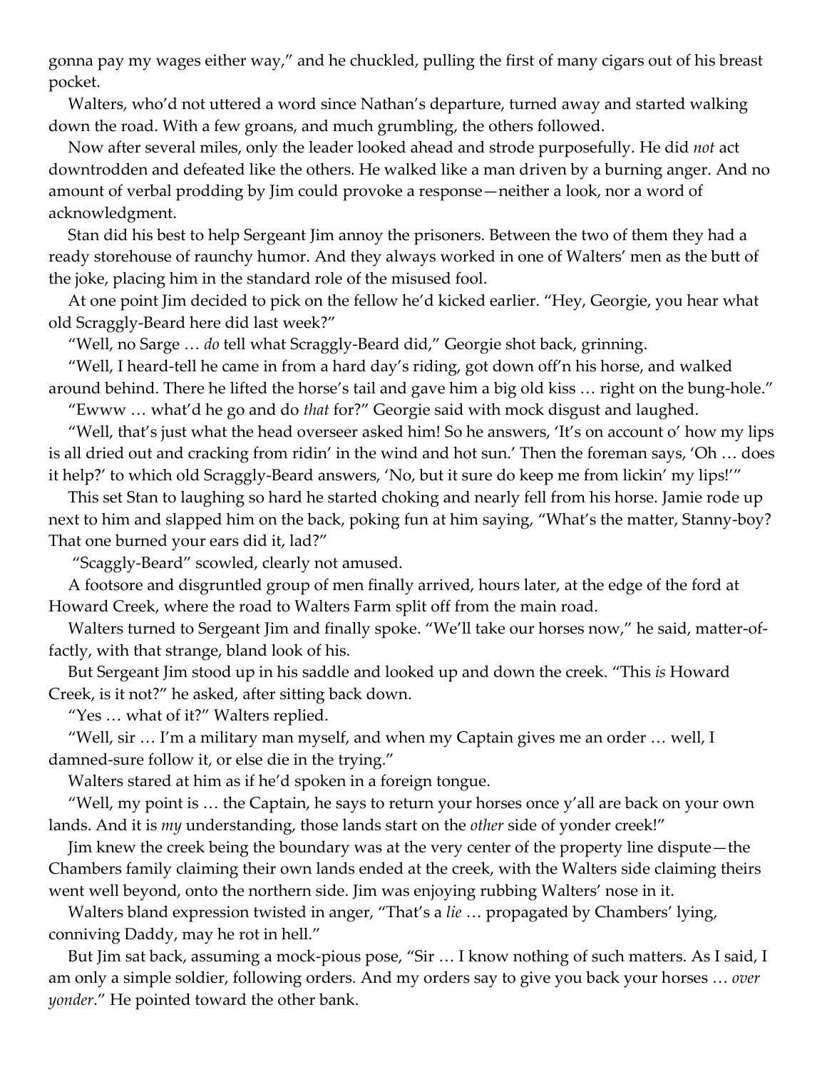gonna pay my wages either way," and he chuckled, pulling the first of many cigars out of his breast pocket.

Walters, who'd not uttered a word since Nathan's departure, turned away and started walking down the road. With a few groans, and much grumbling, the others followed.

Now after several miles, only the leader looked ahead and strode purposefully. He did *not* act downtrodden and defeated like the others. He walked like a man driven by a burning anger. And no amount of verbal prodding by Jim could provoke a response—neither a look, nor a word of acknowledgment.

Stan did his best to help Sergeant Jim annoy the prisoners. Between the two of them they had a ready storehouse of raunchy humor. And they always worked in one of Walters' men as the butt of the joke, placing him in the standard role of the misused fool.

At one point Jim decided to pick on the fellow he'd kicked earlier. "Hey, Georgie, you hear what old Scraggly-Beard here did last week?"

"Well, no Sarge … *do* tell what Scraggly-Beard did," Georgie shot back, grinning.

"Well, I heard-tell he came in from a hard day's riding, got down off'n his horse, and walked around behind. There he lifted the horse's tail and gave him a big old kiss … right on the bung-hole."

"Ewww … what'd he go and do *that* for?" Georgie said with mock disgust and laughed.

"Well, that's just what the head overseer asked him! So he answers, 'It's on account o' how my lips is all dried out and cracking from ridin' in the wind and hot sun.' Then the foreman says, 'Oh … does it help?' to which old Scraggly-Beard answers, 'No, but it sure do keep me from lickin' my lips!'"

This set Stan to laughing so hard he started choking and nearly fell from his horse. Jamie rode up next to him and slapped him on the back, poking fun at him saying, "What's the matter, Stanny-boy? That one burned your ears did it, lad?"

"Scaggly-Beard" scowled, clearly not amused.

A footsore and disgruntled group of men finally arrived, hours later, at the edge of the ford at Howard Creek, where the road to Walters Farm split off from the main road.

Walters turned to Sergeant Jim and finally spoke. "We'll take our horses now," he said, matter-of-factly, with that strange, bland look of his.

But Sergeant Jim stood up in his saddle and looked up and down the creek. "This *is* Howard Creek, is it not?" he asked, after sitting back down.

"Yes … what of it?" Walters replied.

"Well, sir … I'm a military man myself, and when my Captain gives me an order … well, I damned-sure follow it, or else die in the trying."

Walters stared at him as if he'd spoken in a foreign tongue.

"Well, my point is … the Captain, he says to return your horses once y'all are back on your own lands. And it is *my* understanding, those lands start on the *other* side of yonder creek!"

Jim knew the creek being the boundary was at the very center of the property line dispute—the Chambers family claiming their own lands ended at the creek, with the Walters side claiming theirs went well beyond, onto the northern side. Jim was enjoying rubbing Walters' nose in it.

Walters bland expression twisted in anger, "That's a *lie* … propagated by Chambers' lying, conniving Daddy, may he rot in hell."

But Jim sat back, assuming a mock-pious pose, "Sir … I know nothing of such matters. As I said, I am only a simple soldier, following orders. And my orders say to give you back your horses … *over yonder*." He pointed toward the other bank.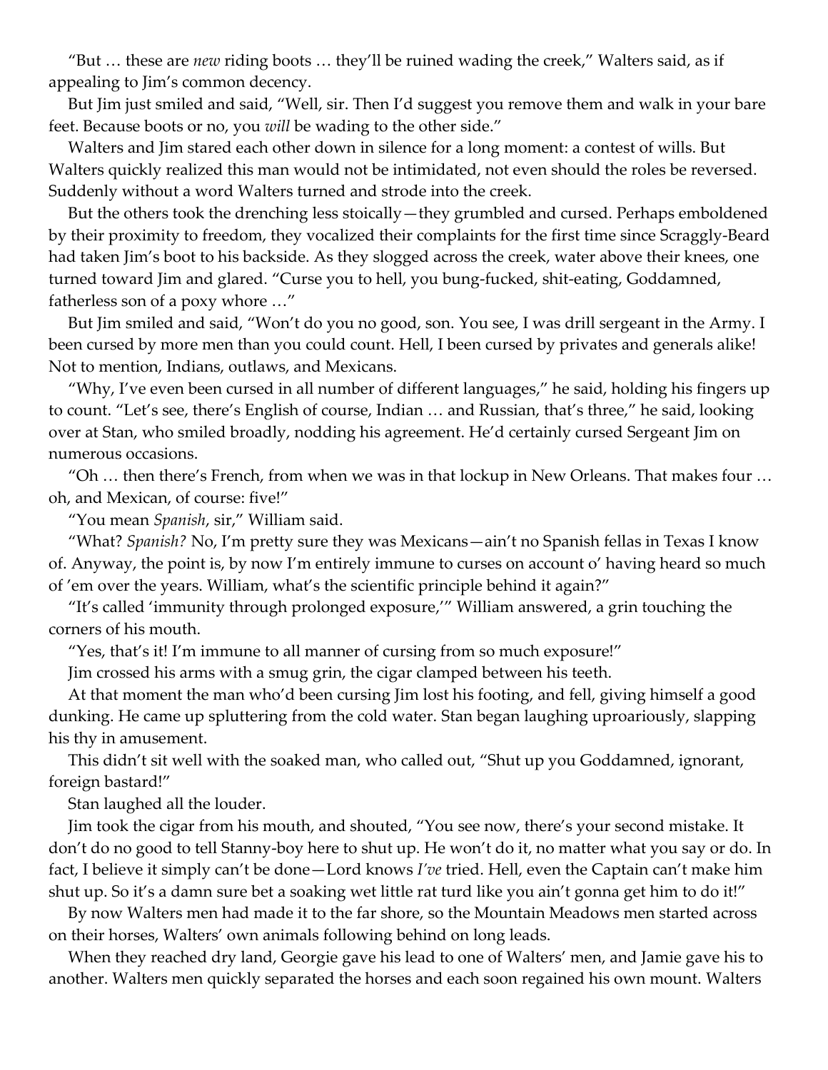"But … these are *new* riding boots … they'll be ruined wading the creek," Walters said, as if appealing to Jim's common decency.

But Jim just smiled and said, "Well, sir. Then I'd suggest you remove them and walk in your bare feet. Because boots or no, you *will* be wading to the other side."

Walters and Jim stared each other down in silence for a long moment: a contest of wills. But Walters quickly realized this man would not be intimidated, not even should the roles be reversed. Suddenly without a word Walters turned and strode into the creek.

But the others took the drenching less stoically—they grumbled and cursed. Perhaps emboldened by their proximity to freedom, they vocalized their complaints for the first time since Scraggly-Beard had taken Jim's boot to his backside. As they slogged across the creek, water above their knees, one turned toward Jim and glared. "Curse you to hell, you bung-fucked, shit-eating, Goddamned, fatherless son of a poxy whore …"

But Jim smiled and said, "Won't do you no good, son. You see, I was drill sergeant in the Army. I been cursed by more men than you could count. Hell, I been cursed by privates and generals alike! Not to mention, Indians, outlaws, and Mexicans.

"Why, I've even been cursed in all number of different languages," he said, holding his fingers up to count. "Let's see, there's English of course, Indian … and Russian, that's three," he said, looking over at Stan, who smiled broadly, nodding his agreement. He'd certainly cursed Sergeant Jim on numerous occasions.

"Oh … then there's French, from when we was in that lockup in New Orleans. That makes four … oh, and Mexican, of course: five!"

"You mean *Spanish*, sir," William said.

"What? *Spanish?* No, I'm pretty sure they was Mexicans—ain't no Spanish fellas in Texas I know of. Anyway, the point is, by now I'm entirely immune to curses on account o' having heard so much of 'em over the years. William, what's the scientific principle behind it again?"

"It's called 'immunity through prolonged exposure,'" William answered, a grin touching the corners of his mouth.

"Yes, that's it! I'm immune to all manner of cursing from so much exposure!"

Jim crossed his arms with a smug grin, the cigar clamped between his teeth.

At that moment the man who'd been cursing Jim lost his footing, and fell, giving himself a good dunking. He came up spluttering from the cold water. Stan began laughing uproariously, slapping his thy in amusement.

This didn't sit well with the soaked man, who called out, "Shut up you Goddamned, ignorant, foreign bastard!"

Stan laughed all the louder.

Jim took the cigar from his mouth, and shouted, "You see now, there's your second mistake. It don't do no good to tell Stanny-boy here to shut up. He won't do it, no matter what you say or do. In fact, I believe it simply can't be done—Lord knows *I've* tried. Hell, even the Captain can't make him shut up. So it's a damn sure bet a soaking wet little rat turd like you ain't gonna get him to do it!"

By now Walters men had made it to the far shore, so the Mountain Meadows men started across on their horses, Walters' own animals following behind on long leads.

When they reached dry land, Georgie gave his lead to one of Walters' men, and Jamie gave his to another. Walters men quickly separated the horses and each soon regained his own mount. Walters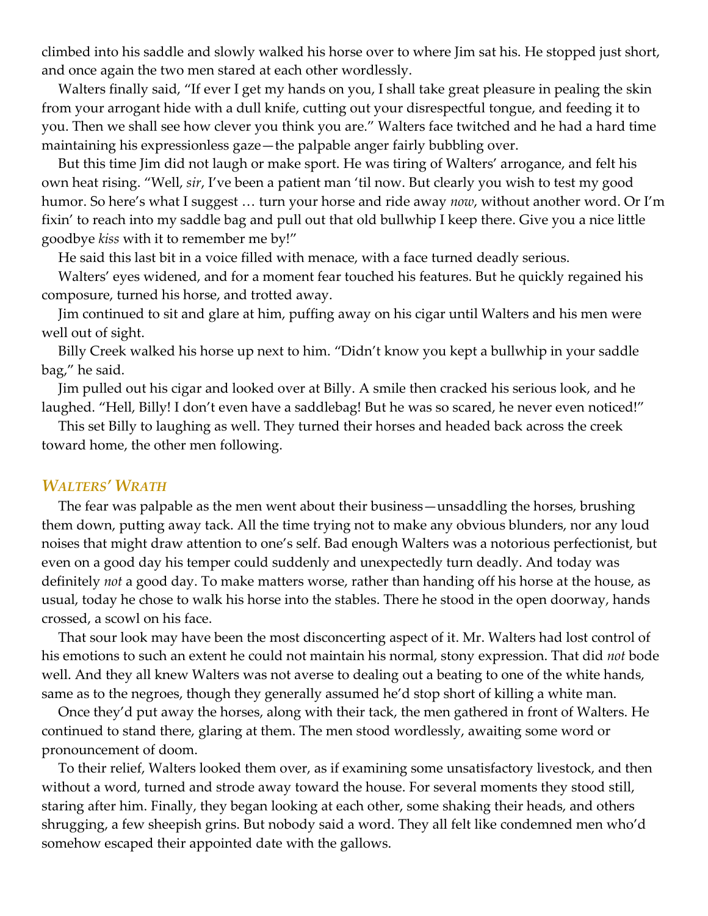climbed into his saddle and slowly walked his horse over to where Jim sat his. He stopped just short, and once again the two men stared at each other wordlessly.

Walters finally said, "If ever I get my hands on you, I shall take great pleasure in pealing the skin from your arrogant hide with a dull knife, cutting out your disrespectful tongue, and feeding it to you. Then we shall see how clever you think you are." Walters face twitched and he had a hard time maintaining his expressionless gaze—the palpable anger fairly bubbling over.

But this time Jim did not laugh or make sport. He was tiring of Walters' arrogance, and felt his own heat rising. "Well, *sir*, I've been a patient man 'til now. But clearly you wish to test my good humor. So here's what I suggest … turn your horse and ride away *now*, without another word. Or I'm fixin' to reach into my saddle bag and pull out that old bullwhip I keep there. Give you a nice little goodbye *kiss* with it to remember me by!"

He said this last bit in a voice filled with menace, with a face turned deadly serious.

Walters' eyes widened, and for a moment fear touched his features. But he quickly regained his composure, turned his horse, and trotted away.

Jim continued to sit and glare at him, puffing away on his cigar until Walters and his men were well out of sight.

Billy Creek walked his horse up next to him. "Didn't know you kept a bullwhip in your saddle bag," he said.

Jim pulled out his cigar and looked over at Billy. A smile then cracked his serious look, and he laughed. "Hell, Billy! I don't even have a saddlebag! But he was so scared, he never even noticed!"

This set Billy to laughing as well. They turned their horses and headed back across the creek toward home, the other men following.

## *Walters' Wrath*

The fear was palpable as the men went about their business—unsaddling the horses, brushing them down, putting away tack. All the time trying not to make any obvious blunders, nor any loud noises that might draw attention to one's self. Bad enough Walters was a notorious perfectionist, but even on a good day his temper could suddenly and unexpectedly turn deadly. And today was definitely *not* a good day. To make matters worse, rather than handing off his horse at the house, as usual, today he chose to walk his horse into the stables. There he stood in the open doorway, hands crossed, a scowl on his face.

That sour look may have been the most disconcerting aspect of it. Mr. Walters had lost control of his emotions to such an extent he could not maintain his normal, stony expression. That did *not* bode well. And they all knew Walters was not averse to dealing out a beating to one of the white hands, same as to the negroes, though they generally assumed he'd stop short of killing a white man.

Once they'd put away the horses, along with their tack, the men gathered in front of Walters. He continued to stand there, glaring at them. The men stood wordlessly, awaiting some word or pronouncement of doom.

To their relief, Walters looked them over, as if examining some unsatisfactory livestock, and then without a word, turned and strode away toward the house. For several moments they stood still, staring after him. Finally, they began looking at each other, some shaking their heads, and others shrugging, a few sheepish grins. But nobody said a word. They all felt like condemned men who'd somehow escaped their appointed date with the gallows.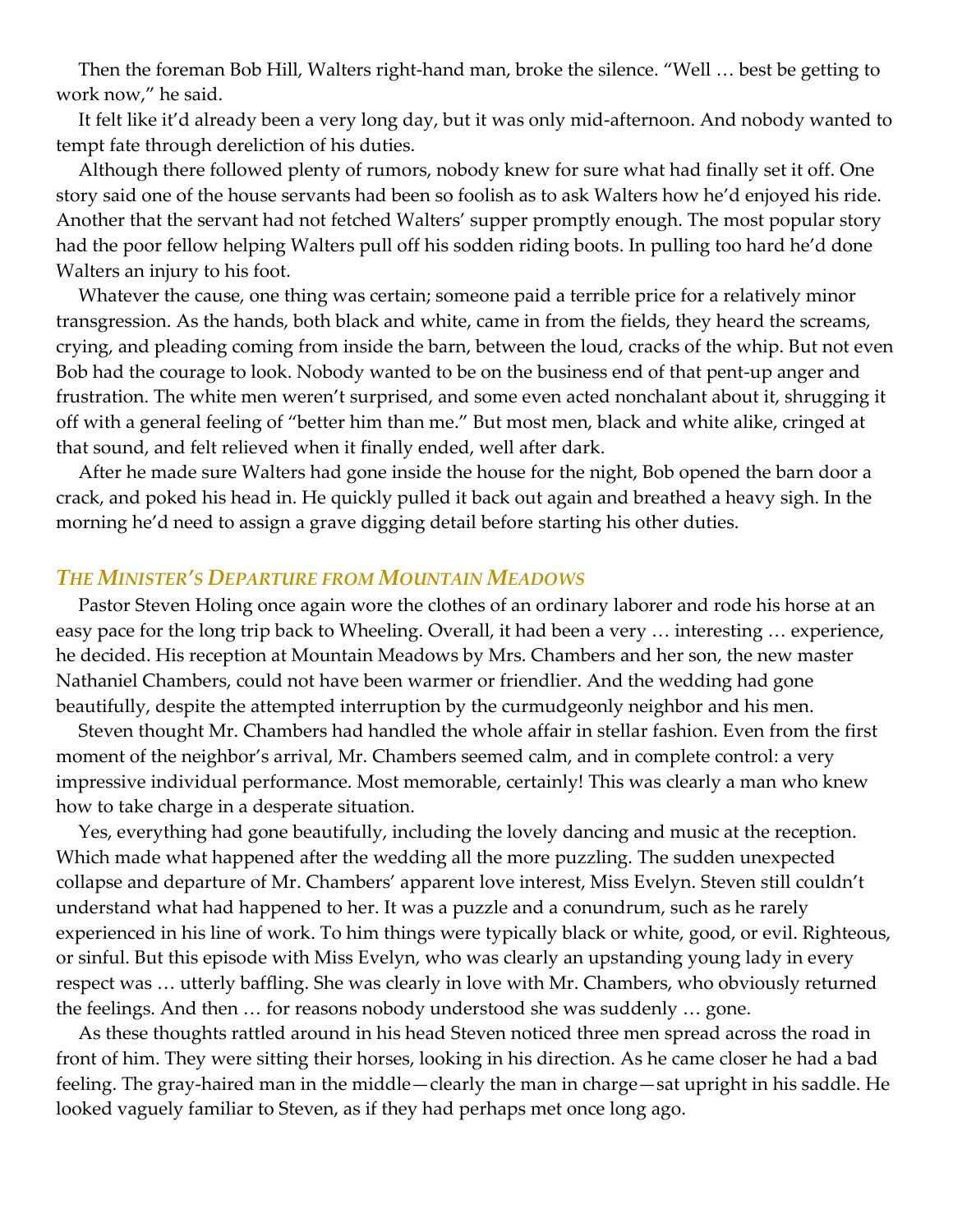Then the foreman Bob Hill, Walters right-hand man, broke the silence. "Well … best be getting to work now," he said.

It felt like it'd already been a very long day, but it was only mid-afternoon. And nobody wanted to tempt fate through dereliction of his duties.

Although there followed plenty of rumors, nobody knew for sure what had finally set it off. One story said one of the house servants had been so foolish as to ask Walters how he'd enjoyed his ride. Another that the servant had not fetched Walters' supper promptly enough. The most popular story had the poor fellow helping Walters pull off his sodden riding boots. In pulling too hard he'd done Walters an injury to his foot.

Whatever the cause, one thing was certain; someone paid a terrible price for a relatively minor transgression. As the hands, both black and white, came in from the fields, they heard the screams, crying, and pleading coming from inside the barn, between the loud, cracks of the whip. But not even Bob had the courage to look. Nobody wanted to be on the business end of that pent-up anger and frustration. The white men weren't surprised, and some even acted nonchalant about it, shrugging it off with a general feeling of "better him than me." But most men, black and white alike, cringed at that sound, and felt relieved when it finally ended, well after dark.

After he made sure Walters had gone inside the house for the night, Bob opened the barn door a crack, and poked his head in. He quickly pulled it back out again and breathed a heavy sigh. In the morning he'd need to assign a grave digging detail before starting his other duties.

### *The Minister's Departure from Mountain Meadows*

Pastor Steven Holing once again wore the clothes of an ordinary laborer and rode his horse at an easy pace for the long trip back to Wheeling. Overall, it had been a very … interesting … experience, he decided. His reception at Mountain Meadows by Mrs. Chambers and her son, the new master Nathaniel Chambers, could not have been warmer or friendlier. And the wedding had gone beautifully, despite the attempted interruption by the curmudgeonly neighbor and his men.

Steven thought Mr. Chambers had handled the whole affair in stellar fashion. Even from the first moment of the neighbor's arrival, Mr. Chambers seemed calm, and in complete control: a very impressive individual performance. Most memorable, certainly! This was clearly a man who knew how to take charge in a desperate situation.

Yes, everything had gone beautifully, including the lovely dancing and music at the reception. Which made what happened after the wedding all the more puzzling. The sudden unexpected collapse and departure of Mr. Chambers' apparent love interest, Miss Evelyn. Steven still couldn't understand what had happened to her. It was a puzzle and a conundrum, such as he rarely experienced in his line of work. To him things were typically black or white, good, or evil. Righteous, or sinful. But this episode with Miss Evelyn, who was clearly an upstanding young lady in every respect was … utterly baffling. She was clearly in love with Mr. Chambers, who obviously returned the feelings. And then … for reasons nobody understood she was suddenly … gone.

As these thoughts rattled around in his head Steven noticed three men spread across the road in front of him. They were sitting their horses, looking in his direction. As he came closer he had a bad feeling. The gray-haired man in the middle—clearly the man in charge—sat upright in his saddle. He looked vaguely familiar to Steven, as if they had perhaps met once long ago.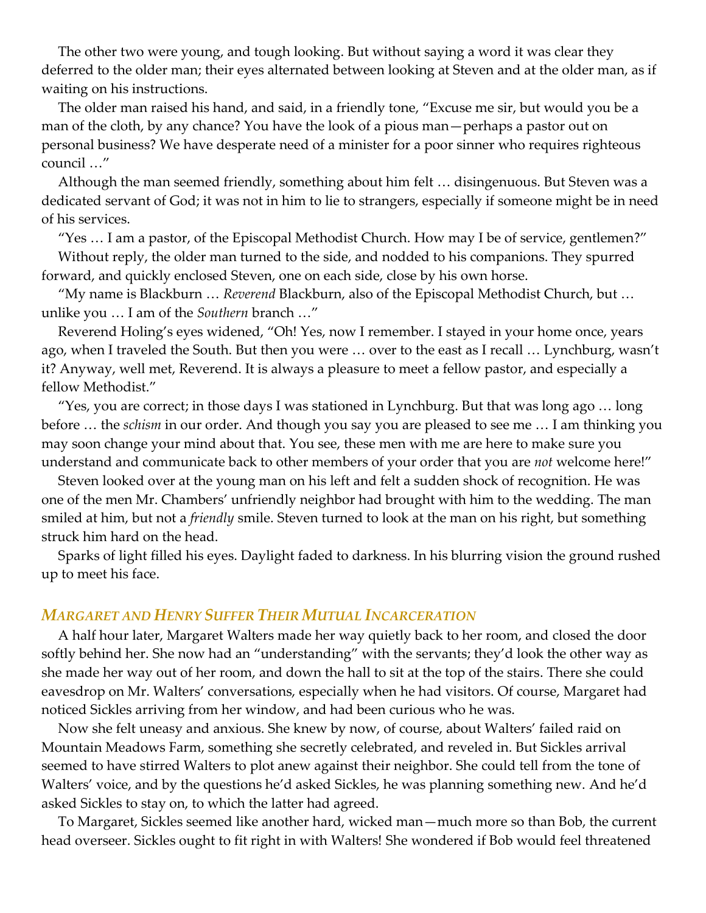The other two were young, and tough looking. But without saying a word it was clear they deferred to the older man; their eyes alternated between looking at Steven and at the older man, as if waiting on his instructions.

The older man raised his hand, and said, in a friendly tone, "Excuse me sir, but would you be a man of the cloth, by any chance? You have the look of a pious man—perhaps a pastor out on personal business? We have desperate need of a minister for a poor sinner who requires righteous council …"

Although the man seemed friendly, something about him felt … disingenuous. But Steven was a dedicated servant of God; it was not in him to lie to strangers, especially if someone might be in need of his services.

"Yes … I am a pastor, of the Episcopal Methodist Church. How may I be of service, gentlemen?"

Without reply, the older man turned to the side, and nodded to his companions. They spurred forward, and quickly enclosed Steven, one on each side, close by his own horse.

"My name is Blackburn … *Reverend* Blackburn, also of the Episcopal Methodist Church, but … unlike you … I am of the *Southern* branch …"

Reverend Holing's eyes widened, "Oh! Yes, now I remember. I stayed in your home once, years ago, when I traveled the South. But then you were … over to the east as I recall … Lynchburg, wasn't it? Anyway, well met, Reverend. It is always a pleasure to meet a fellow pastor, and especially a fellow Methodist."

"Yes, you are correct; in those days I was stationed in Lynchburg. But that was long ago … long before … the *schism* in our order. And though you say you are pleased to see me … I am thinking you may soon change your mind about that. You see, these men with me are here to make sure you understand and communicate back to other members of your order that you are *not* welcome here!"

Steven looked over at the young man on his left and felt a sudden shock of recognition. He was one of the men Mr. Chambers' unfriendly neighbor had brought with him to the wedding. The man smiled at him, but not a *friendly* smile. Steven turned to look at the man on his right, but something struck him hard on the head.

Sparks of light filled his eyes. Daylight faded to darkness. In his blurring vision the ground rushed up to meet his face.

### *Margaret and Henry Suffer Their Mutual Incarceration*

A half hour later, Margaret Walters made her way quietly back to her room, and closed the door softly behind her. She now had an "understanding" with the servants; they'd look the other way as she made her way out of her room, and down the hall to sit at the top of the stairs. There she could eavesdrop on Mr. Walters' conversations, especially when he had visitors. Of course, Margaret had noticed Sickles arriving from her window, and had been curious who he was.

Now she felt uneasy and anxious. She knew by now, of course, about Walters' failed raid on Mountain Meadows Farm, something she secretly celebrated, and reveled in. But Sickles arrival seemed to have stirred Walters to plot anew against their neighbor. She could tell from the tone of Walters' voice, and by the questions he'd asked Sickles, he was planning something new. And he'd asked Sickles to stay on, to which the latter had agreed.

To Margaret, Sickles seemed like another hard, wicked man—much more so than Bob, the current head overseer. Sickles ought to fit right in with Walters! She wondered if Bob would feel threatened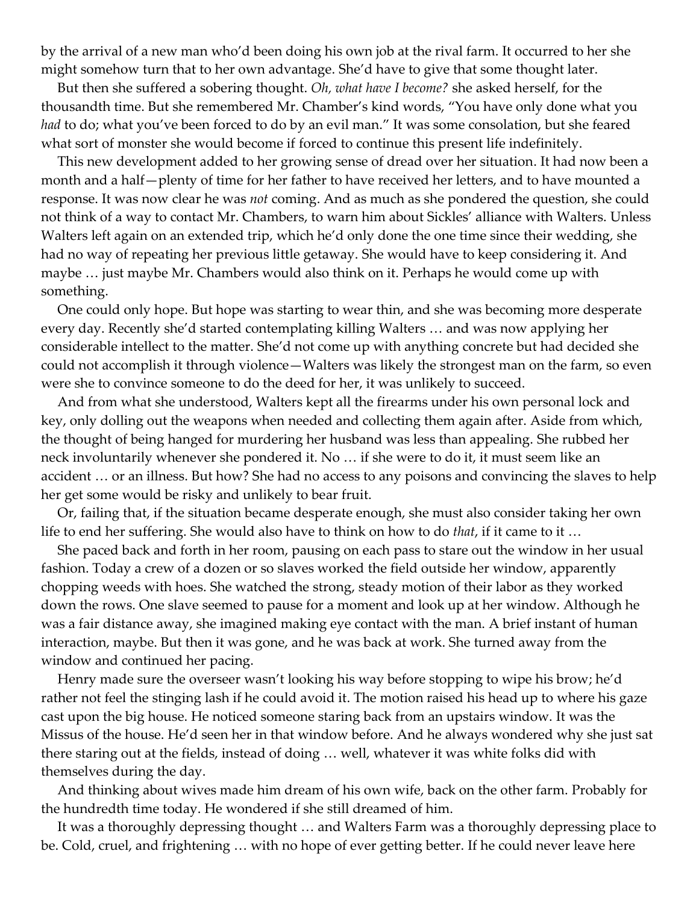by the arrival of a new man who'd been doing his own job at the rival farm. It occurred to her she might somehow turn that to her own advantage. She'd have to give that some thought later.

But then she suffered a sobering thought. *Oh, what have I become?* she asked herself, for the thousandth time. But she remembered Mr. Chamber's kind words, "You have only done what you *had* to do; what you've been forced to do by an evil man." It was some consolation, but she feared what sort of monster she would become if forced to continue this present life indefinitely.

This new development added to her growing sense of dread over her situation. It had now been a month and a half—plenty of time for her father to have received her letters, and to have mounted a response. It was now clear he was *not* coming. And as much as she pondered the question, she could not think of a way to contact Mr. Chambers, to warn him about Sickles' alliance with Walters. Unless Walters left again on an extended trip, which he'd only done the one time since their wedding, she had no way of repeating her previous little getaway. She would have to keep considering it. And maybe … just maybe Mr. Chambers would also think on it. Perhaps he would come up with something.

One could only hope. But hope was starting to wear thin, and she was becoming more desperate every day. Recently she'd started contemplating killing Walters … and was now applying her considerable intellect to the matter. She'd not come up with anything concrete but had decided she could not accomplish it through violence—Walters was likely the strongest man on the farm, so even were she to convince someone to do the deed for her, it was unlikely to succeed.

And from what she understood, Walters kept all the firearms under his own personal lock and key, only dolling out the weapons when needed and collecting them again after. Aside from which, the thought of being hanged for murdering her husband was less than appealing. She rubbed her neck involuntarily whenever she pondered it. No … if she were to do it, it must seem like an accident … or an illness. But how? She had no access to any poisons and convincing the slaves to help her get some would be risky and unlikely to bear fruit.

Or, failing that, if the situation became desperate enough, she must also consider taking her own life to end her suffering. She would also have to think on how to do *that*, if it came to it …

She paced back and forth in her room, pausing on each pass to stare out the window in her usual fashion. Today a crew of a dozen or so slaves worked the field outside her window, apparently chopping weeds with hoes. She watched the strong, steady motion of their labor as they worked down the rows. One slave seemed to pause for a moment and look up at her window. Although he was a fair distance away, she imagined making eye contact with the man. A brief instant of human interaction, maybe. But then it was gone, and he was back at work. She turned away from the window and continued her pacing.

Henry made sure the overseer wasn't looking his way before stopping to wipe his brow; he'd rather not feel the stinging lash if he could avoid it. The motion raised his head up to where his gaze cast upon the big house. He noticed someone staring back from an upstairs window. It was the Missus of the house. He'd seen her in that window before. And he always wondered why she just sat there staring out at the fields, instead of doing … well, whatever it was white folks did with themselves during the day.

And thinking about wives made him dream of his own wife, back on the other farm. Probably for the hundredth time today. He wondered if she still dreamed of him.

It was a thoroughly depressing thought … and Walters Farm was a thoroughly depressing place to be. Cold, cruel, and frightening … with no hope of ever getting better. If he could never leave here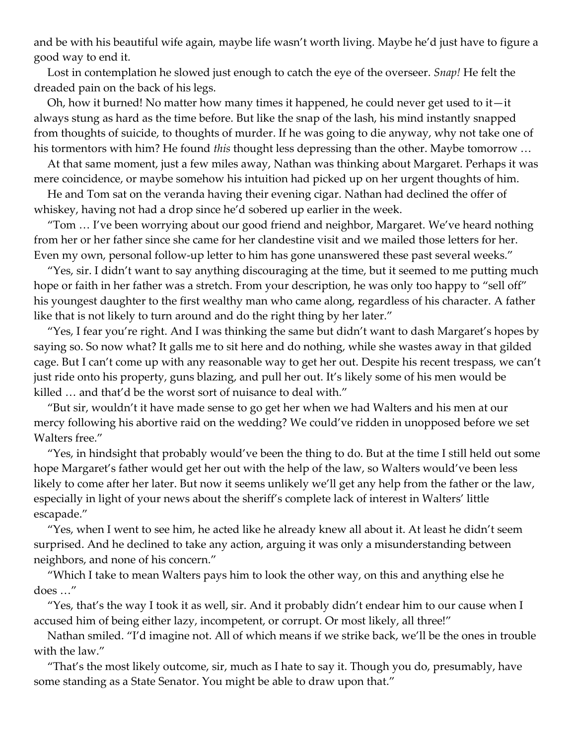and be with his beautiful wife again, maybe life wasn't worth living. Maybe he'd just have to figure a good way to end it.

Lost in contemplation he slowed just enough to catch the eye of the overseer. *Snap!* He felt the dreaded pain on the back of his legs.

Oh, how it burned! No matter how many times it happened, he could never get used to it—it always stung as hard as the time before. But like the snap of the lash, his mind instantly snapped from thoughts of suicide, to thoughts of murder. If he was going to die anyway, why not take one of his tormentors with him? He found *this* thought less depressing than the other. Maybe tomorrow …

At that same moment, just a few miles away, Nathan was thinking about Margaret. Perhaps it was mere coincidence, or maybe somehow his intuition had picked up on her urgent thoughts of him.

He and Tom sat on the veranda having their evening cigar. Nathan had declined the offer of whiskey, having not had a drop since he'd sobered up earlier in the week.

"Tom … I've been worrying about our good friend and neighbor, Margaret. We've heard nothing from her or her father since she came for her clandestine visit and we mailed those letters for her. Even my own, personal follow-up letter to him has gone unanswered these past several weeks."

"Yes, sir. I didn't want to say anything discouraging at the time, but it seemed to me putting much hope or faith in her father was a stretch. From your description, he was only too happy to "sell off" his youngest daughter to the first wealthy man who came along, regardless of his character. A father like that is not likely to turn around and do the right thing by her later."

"Yes, I fear you're right. And I was thinking the same but didn't want to dash Margaret's hopes by saying so. So now what? It galls me to sit here and do nothing, while she wastes away in that gilded cage. But I can't come up with any reasonable way to get her out. Despite his recent trespass, we can't just ride onto his property, guns blazing, and pull her out. It's likely some of his men would be killed … and that'd be the worst sort of nuisance to deal with."

"But sir, wouldn't it have made sense to go get her when we had Walters and his men at our mercy following his abortive raid on the wedding? We could've ridden in unopposed before we set Walters free."

"Yes, in hindsight that probably would've been the thing to do. But at the time I still held out some hope Margaret's father would get her out with the help of the law, so Walters would've been less likely to come after her later. But now it seems unlikely we'll get any help from the father or the law, especially in light of your news about the sheriff's complete lack of interest in Walters' little escapade."

"Yes, when I went to see him, he acted like he already knew all about it. At least he didn't seem surprised. And he declined to take any action, arguing it was only a misunderstanding between neighbors, and none of his concern."

"Which I take to mean Walters pays him to look the other way, on this and anything else he does …"

"Yes, that's the way I took it as well, sir. And it probably didn't endear him to our cause when I accused him of being either lazy, incompetent, or corrupt. Or most likely, all three!"

Nathan smiled. "I'd imagine not. All of which means if we strike back, we'll be the ones in trouble with the law."

"That's the most likely outcome, sir, much as I hate to say it. Though you do, presumably, have some standing as a State Senator. You might be able to draw upon that."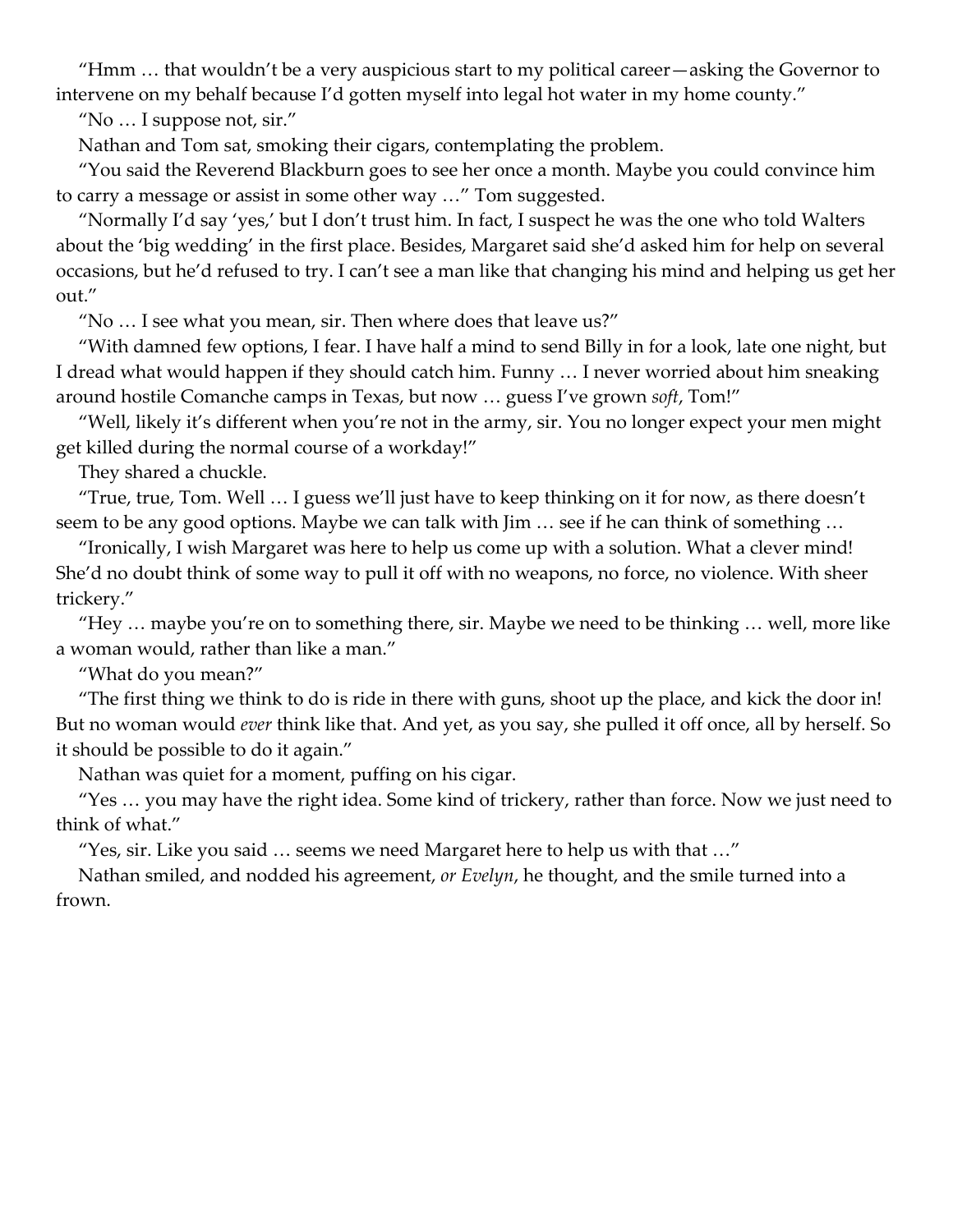"Hmm … that wouldn't be a very auspicious start to my political career—asking the Governor to intervene on my behalf because I'd gotten myself into legal hot water in my home county."

"No … I suppose not, sir."

Nathan and Tom sat, smoking their cigars, contemplating the problem.

"You said the Reverend Blackburn goes to see her once a month. Maybe you could convince him to carry a message or assist in some other way …" Tom suggested.

"Normally I'd say 'yes,' but I don't trust him. In fact, I suspect he was the one who told Walters about the 'big wedding' in the first place. Besides, Margaret said she'd asked him for help on several occasions, but he'd refused to try. I can't see a man like that changing his mind and helping us get her out."

"No … I see what you mean, sir. Then where does that leave us?"

"With damned few options, I fear. I have half a mind to send Billy in for a look, late one night, but I dread what would happen if they should catch him. Funny … I never worried about him sneaking around hostile Comanche camps in Texas, but now … guess I've grown *soft*, Tom!"

"Well, likely it's different when you're not in the army, sir. You no longer expect your men might get killed during the normal course of a workday!"

They shared a chuckle.

"True, true, Tom. Well … I guess we'll just have to keep thinking on it for now, as there doesn't seem to be any good options. Maybe we can talk with Jim … see if he can think of something …

"Ironically, I wish Margaret was here to help us come up with a solution. What a clever mind! She'd no doubt think of some way to pull it off with no weapons, no force, no violence. With sheer trickery."

"Hey … maybe you're on to something there, sir. Maybe we need to be thinking … well, more like a woman would, rather than like a man."

"What do you mean?"

"The first thing we think to do is ride in there with guns, shoot up the place, and kick the door in! But no woman would *ever* think like that. And yet, as you say, she pulled it off once, all by herself. So it should be possible to do it again."

Nathan was quiet for a moment, puffing on his cigar.

"Yes … you may have the right idea. Some kind of trickery, rather than force. Now we just need to think of what."

"Yes, sir. Like you said … seems we need Margaret here to help us with that …"

Nathan smiled, and nodded his agreement, *or Evelyn*, he thought, and the smile turned into a frown.